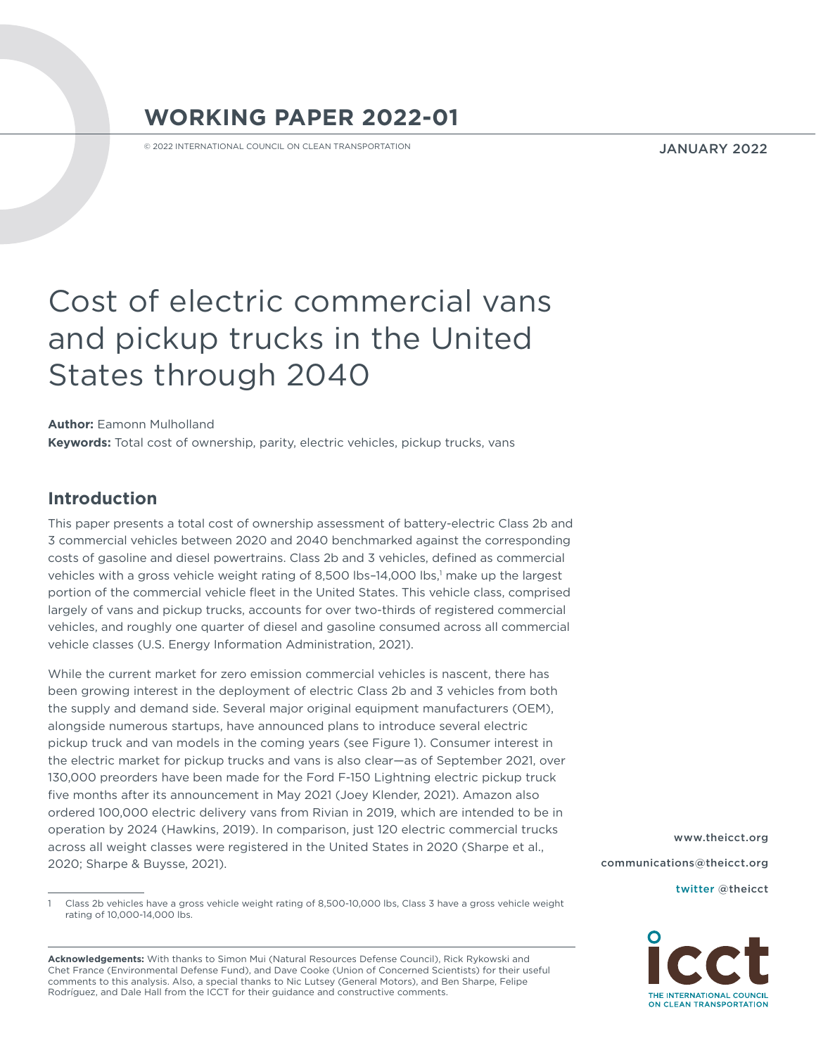# WORKING PAPER 2022-01

© 2022 INTERNATIONAL COUNCIL ON CLEAN TRANSPORTATION

JANUARY 2022

# Cost of electric commercial vans and pickup trucks in the United States through 2040

**Author:** Eamonn Mulholland

**Keywords:** Total cost of ownership, parity, electric vehicles, pickup trucks, vans

## Introduction

This paper presents a total cost of ownership assessment of battery-electric Class 2b and 3 commercial vehicles between 2020 and 2040 benchmarked against the corresponding costs of gasoline and diesel powertrains. Class 2b and 3 vehicles, defined as commercial vehicles with a gross vehicle weight rating of 8,500 lbs–14,000 lbs,[1] make up the largest portion of the commercial vehicle fleet in the United States. This vehicle class, comprised largely of vans and pickup trucks, accounts for over two-thirds of registered commercial vehicles, and roughly one quarter of diesel and gasoline consumed across all commercial vehicle classes (U.S. Energy Information Administration, 2021).

While the current market for zero emission commercial vehicles is nascent, there has been growing interest in the deployment of electric Class 2b and 3 vehicles from both the supply and demand side. Several major original equipment manufacturers (OEM), alongside numerous startups, have announced plans to introduce several electric pickup truck and van models in the coming years (see Figure 1). Consumer interest in the electric market for pickup trucks and vans is also clear—as of September 2021, over 130,000 preorders have been made for the Ford F-150 Lightning electric pickup truck five months after its announcement in May 2021 (Joey Klender, 2021). Amazon also ordered 100,000 electric delivery vans from Rivian in 2019, which are intended to be in operation by 2024 (Hawkins, 2019). In comparison, just 120 electric commercial trucks across all weight classes were registered in the United States in 2020 (Sharpe et al., 2020; Sharpe & Buysse, 2021).

1 Class 2b vehicles have a gross vehicle weight rating of 8,500-10,000 lbs, Class 3 have a gross vehicle weight rating of 10,000-14,000 lbs.

**Acknowledgements:** With thanks to Simon Mui (Natural Resources Defense Council), Rick Rykowski and Chet France (Environmental Defense Fund), and Dave Cooke (Union of Concerned Scientists) for their useful comments to this analysis. Also, a special thanks to Nic Lutsey (General Motors), and Ben Sharpe, Felipe Rodríguez, and Dale Hall from the ICCT for their guidance and constructive comments.

www.theicct.org

communications@theicct.org

twitter @theicct

THE INTERNATIONAL COUNCIL ON CLEAN TRANSPORTATION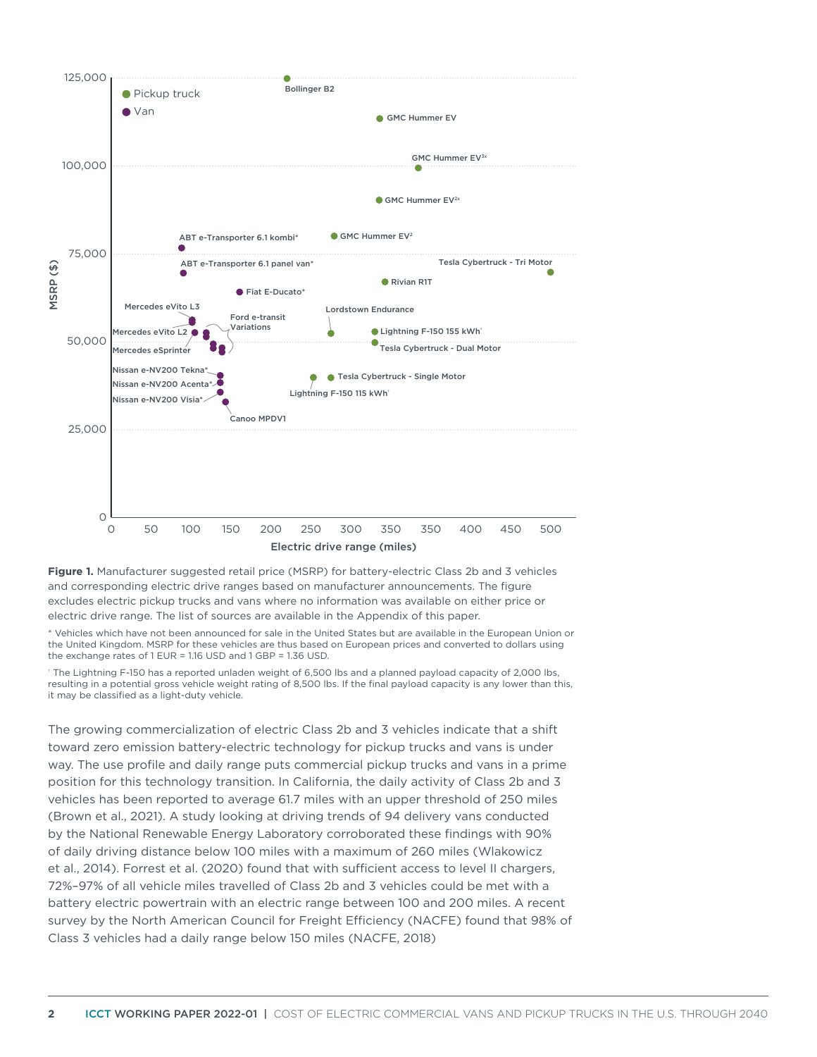**Figure 1.** Manufacturer suggested retail price (MSRP) for battery-electric Class 2b and 3 vehicles and corresponding electric drive ranges based on manufacturer announcements. The figure excludes electric pickup trucks and vans where no information was available on either price or electric drive range. The list of sources are available in the Appendix of this paper.

* Vehicles which have not been announced for sale in the United States but are available in the European Union or the United Kingdom. MSRP for these vehicles are thus based on European prices and converted to dollars using the exchange rates of 1 EUR = 1.16 USD and 1 GBP = 1.36 USD.

† The Lightning F-150 has a reported unladen weight of 6,500 lbs and a planned payload capacity of 2,000 lbs, resulting in a potential gross vehicle weight rating of 8,500 lbs. If the final payload capacity is any lower than this, it may be classified as a light-duty vehicle.

The growing commercialization of electric Class 2b and 3 vehicles indicate that a shift toward zero emission battery-electric technology for pickup trucks and vans is under way. The use profile and daily range puts commercial pickup trucks and vans in a prime position for this technology transition. In California, the daily activity of Class 2b and 3 vehicles has been reported to average 61.7 miles with an upper threshold of 250 miles (Brown et al., 2021). A study looking at driving trends of 94 delivery vans conducted by the National Renewable Energy Laboratory corroborated these findings with 90% of daily driving distance below 100 miles with a maximum of 260 miles (Wlakowicz et al., 2014). Forrest et al. (2020) found that with sufficient access to level II chargers, 72%–97% of all vehicle miles travelled of Class 2b and 3 vehicles could be met with a battery electric powertrain with an electric range between 100 and 200 miles. A recent survey by the North American Council for Freight Efficiency (NACFE) found that 98% of Class 3 vehicles had a daily range below 150 miles (NACFE, 2018)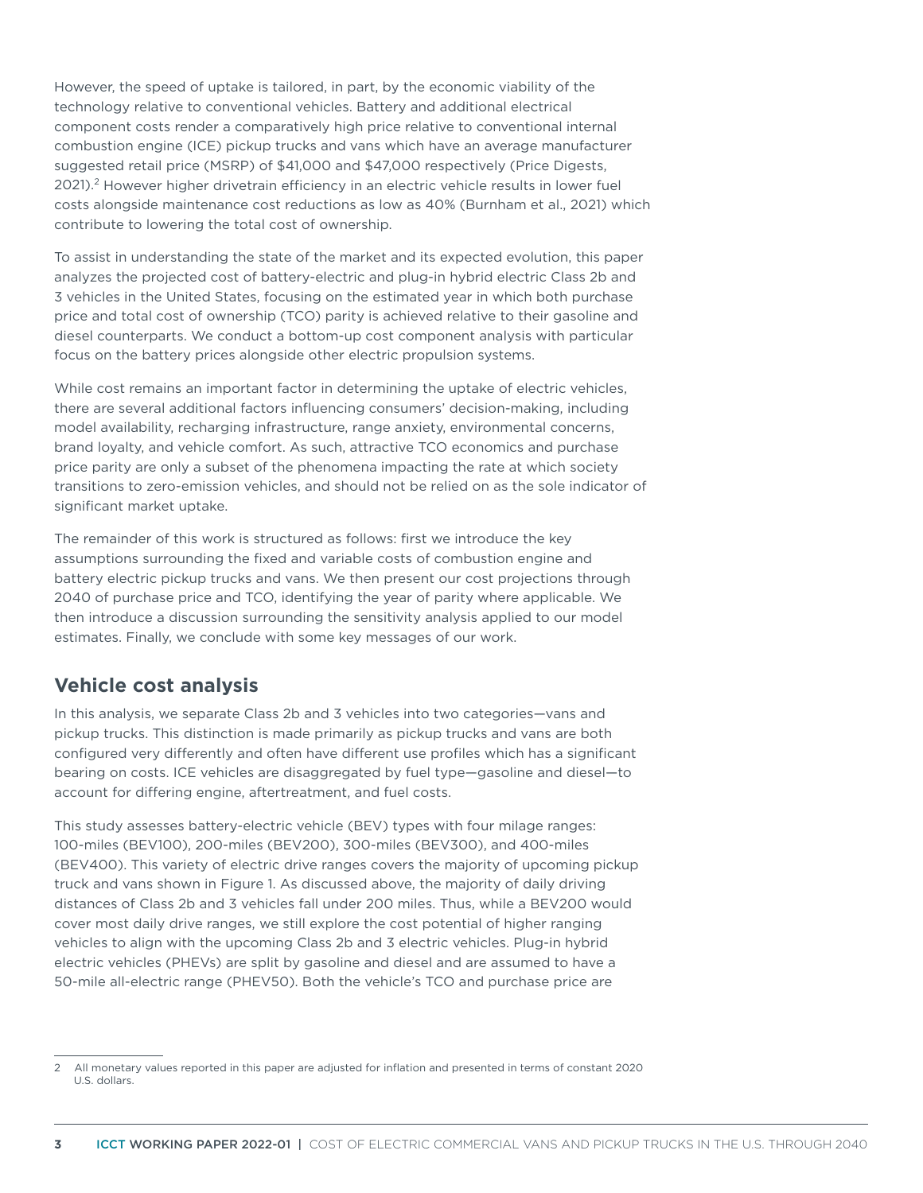However, the speed of uptake is tailored, in part, by the economic viability of the technology relative to conventional vehicles. Battery and additional electrical component costs render a comparatively high price relative to conventional internal combustion engine (ICE) pickup trucks and vans which have an average manufacturer suggested retail price (MSRP) of $41,000 and $47,000 respectively (Price Digests, 2021).[2] However higher drivetrain efficiency in an electric vehicle results in lower fuel costs alongside maintenance cost reductions as low as 40% (Burnham et al., 2021) which contribute to lowering the total cost of ownership.

To assist in understanding the state of the market and its expected evolution, this paper analyzes the projected cost of battery-electric and plug-in hybrid electric Class 2b and 3 vehicles in the United States, focusing on the estimated year in which both purchase price and total cost of ownership (TCO) parity is achieved relative to their gasoline and diesel counterparts. We conduct a bottom-up cost component analysis with particular focus on the battery prices alongside other electric propulsion systems.

While cost remains an important factor in determining the uptake of electric vehicles, there are several additional factors influencing consumers' decision-making, including model availability, recharging infrastructure, range anxiety, environmental concerns, brand loyalty, and vehicle comfort. As such, attractive TCO economics and purchase price parity are only a subset of the phenomena impacting the rate at which society transitions to zero-emission vehicles, and should not be relied on as the sole indicator of significant market uptake.

The remainder of this work is structured as follows: first we introduce the key assumptions surrounding the fixed and variable costs of combustion engine and battery electric pickup trucks and vans. We then present our cost projections through 2040 of purchase price and TCO, identifying the year of parity where applicable. We then introduce a discussion surrounding the sensitivity analysis applied to our model estimates. Finally, we conclude with some key messages of our work.

## Vehicle cost analysis

In this analysis, we separate Class 2b and 3 vehicles into two categories—vans and pickup trucks. This distinction is made primarily as pickup trucks and vans are both configured very differently and often have different use profiles which has a significant bearing on costs. ICE vehicles are disaggregated by fuel type—gasoline and diesel—to account for differing engine, aftertreatment, and fuel costs.

This study assesses battery-electric vehicle (BEV) types with four milage ranges: 100-miles (BEV100), 200-miles (BEV200), 300-miles (BEV300), and 400-miles (BEV400). This variety of electric drive ranges covers the majority of upcoming pickup truck and vans shown in Figure 1. As discussed above, the majority of daily driving distances of Class 2b and 3 vehicles fall under 200 miles. Thus, while a BEV200 would cover most daily drive ranges, we still explore the cost potential of higher ranging vehicles to align with the upcoming Class 2b and 3 electric vehicles. Plug-in hybrid electric vehicles (PHEVs) are split by gasoline and diesel and are assumed to have a 50-mile all-electric range (PHEV50). Both the vehicle's TCO and purchase price are

---

[2] All monetary values reported in this paper are adjusted for inflation and presented in terms of constant 2020 U.S. dollars.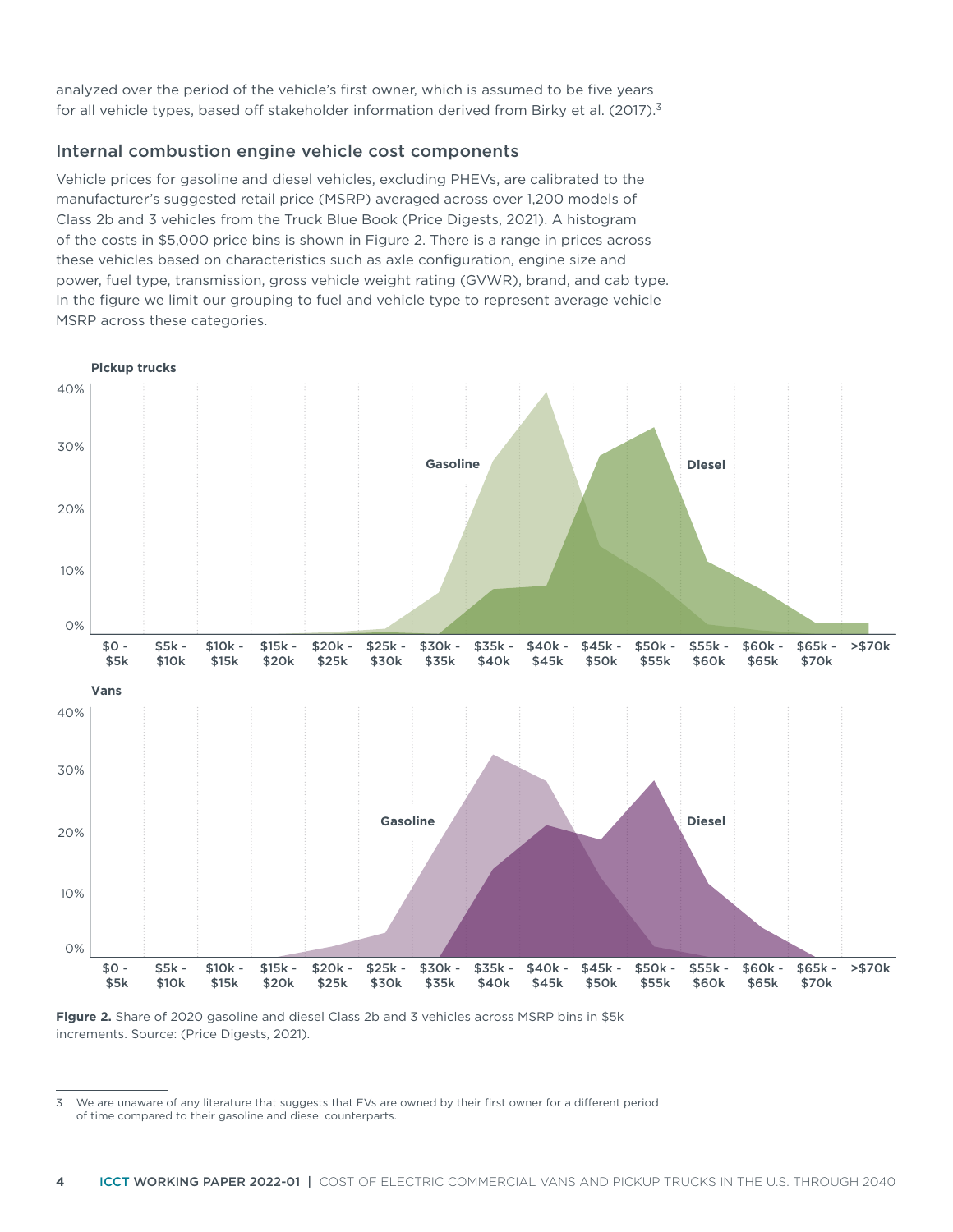analyzed over the period of the vehicle's first owner, which is assumed to be five years for all vehicle types, based off stakeholder information derived from Birky et al. (2017).[3]

## Internal combustion engine vehicle cost components

Vehicle prices for gasoline and diesel vehicles, excluding PHEVs, are calibrated to the manufacturer's suggested retail price (MSRP) averaged across over 1,200 models of Class 2b and 3 vehicles from the Truck Blue Book (Price Digests, 2021). A histogram of the costs in $5,000 price bins is shown in Figure 2. There is a range in prices across these vehicles based on characteristics such as axle configuration, engine size and power, fuel type, transmission, gross vehicle weight rating (GVWR), brand, and cab type. In the figure we limit our grouping to fuel and vehicle type to represent average vehicle MSRP across these categories.

**Figure 2.** Share of 2020 gasoline and diesel Class 2b and 3 vehicles across MSRP bins in $5k increments. Source: (Price Digests, 2021).

[3] We are unaware of any literature that suggests that EVs are owned by their first owner for a different period of time compared to their gasoline and diesel counterparts.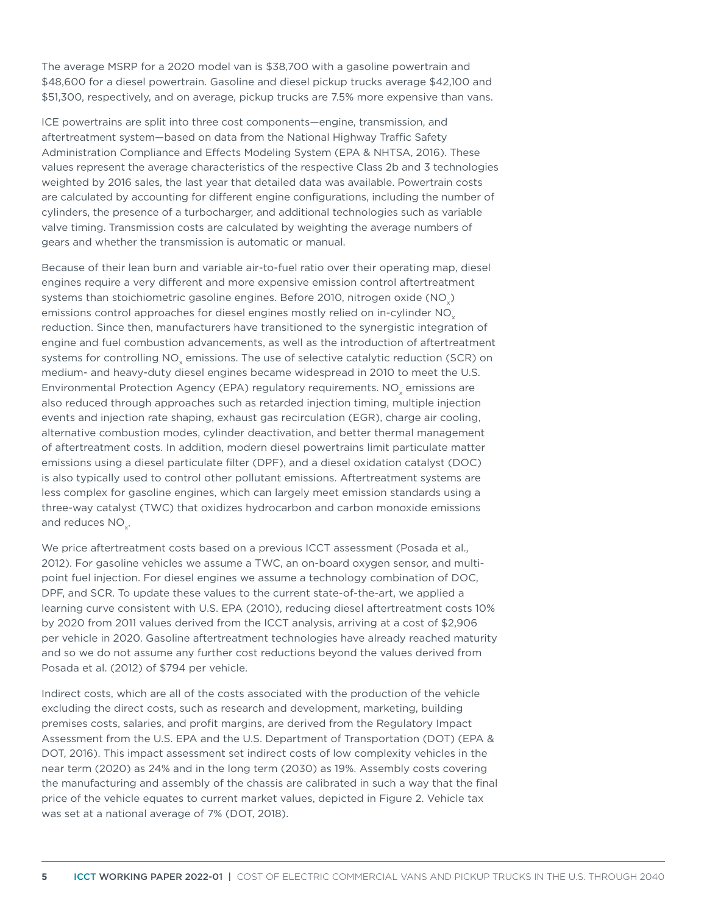The average MSRP for a 2020 model van is $38,700 with a gasoline powertrain and $48,600 for a diesel powertrain. Gasoline and diesel pickup trucks average $42,100 and $51,300, respectively, and on average, pickup trucks are 7.5% more expensive than vans.

ICE powertrains are split into three cost components—engine, transmission, and aftertreatment system—based on data from the National Highway Traffic Safety Administration Compliance and Effects Modeling System (EPA & NHTSA, 2016). These values represent the average characteristics of the respective Class 2b and 3 technologies weighted by 2016 sales, the last year that detailed data was available. Powertrain costs are calculated by accounting for different engine configurations, including the number of cylinders, the presence of a turbocharger, and additional technologies such as variable valve timing. Transmission costs are calculated by weighting the average numbers of gears and whether the transmission is automatic or manual.

Because of their lean burn and variable air-to-fuel ratio over their operating map, diesel engines require a very different and more expensive emission control aftertreatment systems than stoichiometric gasoline engines. Before 2010, nitrogen oxide ($NO_x$) emissions control approaches for diesel engines mostly relied on in-cylinder $NO_x$ reduction. Since then, manufacturers have transitioned to the synergistic integration of engine and fuel combustion advancements, as well as the introduction of aftertreatment systems for controlling $NO_x$ emissions. The use of selective catalytic reduction (SCR) on medium- and heavy-duty diesel engines became widespread in 2010 to meet the U.S. Environmental Protection Agency (EPA) regulatory requirements. $NO_x$ emissions are also reduced through approaches such as retarded injection timing, multiple injection events and injection rate shaping, exhaust gas recirculation (EGR), charge air cooling, alternative combustion modes, cylinder deactivation, and better thermal management of aftertreatment costs. In addition, modern diesel powertrains limit particulate matter emissions using a diesel particulate filter (DPF), and a diesel oxidation catalyst (DOC) is also typically used to control other pollutant emissions. Aftertreatment systems are less complex for gasoline engines, which can largely meet emission standards using a three-way catalyst (TWC) that oxidizes hydrocarbon and carbon monoxide emissions and reduces $NO_x$.

We price aftertreatment costs based on a previous ICCT assessment (Posada et al., 2012). For gasoline vehicles we assume a TWC, an on-board oxygen sensor, and multi-point fuel injection. For diesel engines we assume a technology combination of DOC, DPF, and SCR. To update these values to the current state-of-the-art, we applied a learning curve consistent with U.S. EPA (2010), reducing diesel aftertreatment costs 10% by 2020 from 2011 values derived from the ICCT analysis, arriving at a cost of $2,906 per vehicle in 2020. Gasoline aftertreatment technologies have already reached maturity and so we do not assume any further cost reductions beyond the values derived from Posada et al. (2012) of $794 per vehicle.

Indirect costs, which are all of the costs associated with the production of the vehicle excluding the direct costs, such as research and development, marketing, building premises costs, salaries, and profit margins, are derived from the Regulatory Impact Assessment from the U.S. EPA and the U.S. Department of Transportation (DOT) (EPA & DOT, 2016). This impact assessment set indirect costs of low complexity vehicles in the near term (2020) as 24% and in the long term (2030) as 19%. Assembly costs covering the manufacturing and assembly of the chassis are calibrated in such a way that the final price of the vehicle equates to current market values, depicted in Figure 2. Vehicle tax was set at a national average of 7% (DOT, 2018).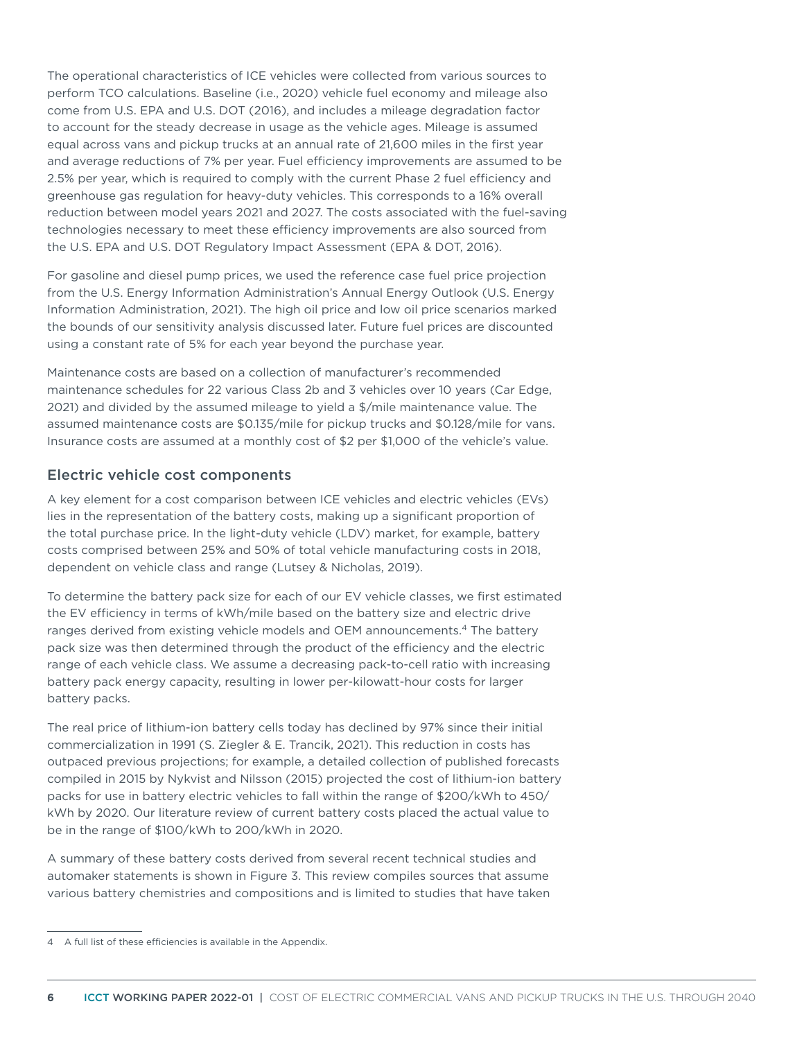The operational characteristics of ICE vehicles were collected from various sources to perform TCO calculations. Baseline (i.e., 2020) vehicle fuel economy and mileage also come from U.S. EPA and U.S. DOT (2016), and includes a mileage degradation factor to account for the steady decrease in usage as the vehicle ages. Mileage is assumed equal across vans and pickup trucks at an annual rate of 21,600 miles in the first year and average reductions of 7% per year. Fuel efficiency improvements are assumed to be 2.5% per year, which is required to comply with the current Phase 2 fuel efficiency and greenhouse gas regulation for heavy-duty vehicles. This corresponds to a 16% overall reduction between model years 2021 and 2027. The costs associated with the fuel-saving technologies necessary to meet these efficiency improvements are also sourced from the U.S. EPA and U.S. DOT Regulatory Impact Assessment (EPA & DOT, 2016).

For gasoline and diesel pump prices, we used the reference case fuel price projection from the U.S. Energy Information Administration's Annual Energy Outlook (U.S. Energy Information Administration, 2021). The high oil price and low oil price scenarios marked the bounds of our sensitivity analysis discussed later. Future fuel prices are discounted using a constant rate of 5% for each year beyond the purchase year.

Maintenance costs are based on a collection of manufacturer's recommended maintenance schedules for 22 various Class 2b and 3 vehicles over 10 years (Car Edge, 2021) and divided by the assumed mileage to yield a $/mile maintenance value. The assumed maintenance costs are $0.135/mile for pickup trucks and $0.128/mile for vans. Insurance costs are assumed at a monthly cost of $2 per $1,000 of the vehicle's value.

## Electric vehicle cost components

A key element for a cost comparison between ICE vehicles and electric vehicles (EVs) lies in the representation of the battery costs, making up a significant proportion of the total purchase price. In the light-duty vehicle (LDV) market, for example, battery costs comprised between 25% and 50% of total vehicle manufacturing costs in 2018, dependent on vehicle class and range (Lutsey & Nicholas, 2019).

To determine the battery pack size for each of our EV vehicle classes, we first estimated the EV efficiency in terms of kWh/mile based on the battery size and electric drive ranges derived from existing vehicle models and OEM announcements.[4] The battery pack size was then determined through the product of the efficiency and the electric range of each vehicle class. We assume a decreasing pack-to-cell ratio with increasing battery pack energy capacity, resulting in lower per-kilowatt-hour costs for larger battery packs.

The real price of lithium-ion battery cells today has declined by 97% since their initial commercialization in 1991 (S. Ziegler & E. Trancik, 2021). This reduction in costs has outpaced previous projections; for example, a detailed collection of published forecasts compiled in 2015 by Nykvist and Nilsson (2015) projected the cost of lithium-ion battery packs for use in battery electric vehicles to fall within the range of $200/kWh to 450/kWh by 2020. Our literature review of current battery costs placed the actual value to be in the range of $100/kWh to 200/kWh in 2020.

A summary of these battery costs derived from several recent technical studies and automaker statements is shown in Figure 3. This review compiles sources that assume various battery chemistries and compositions and is limited to studies that have taken

4 A full list of these efficiencies is available in the Appendix.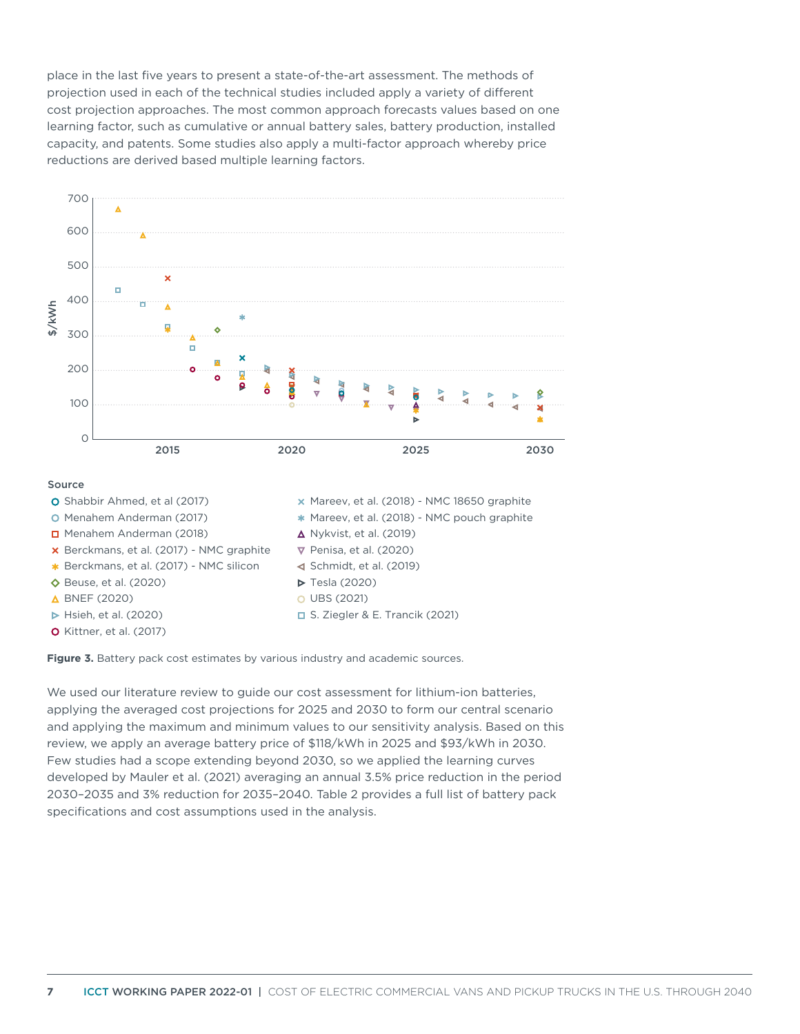place in the last five years to present a state-of-the-art assessment. The methods of projection used in each of the technical studies included apply a variety of different cost projection approaches. The most common approach forecasts values based on one learning factor, such as cumulative or annual battery sales, battery production, installed capacity, and patents. Some studies also apply a multi-factor approach whereby price reductions are derived based multiple learning factors.

**Figure 3.** Battery pack cost estimates by various industry and academic sources.

We used our literature review to guide our cost assessment for lithium-ion batteries, applying the averaged cost projections for 2025 and 2030 to form our central scenario and applying the maximum and minimum values to our sensitivity analysis. Based on this review, we apply an average battery price of $118/kWh in 2025 and $93/kWh in 2030. Few studies had a scope extending beyond 2030, so we applied the learning curves developed by Mauler et al. (2021) averaging an annual 3.5% price reduction in the period 2030–2035 and 3% reduction for 2035–2040. Table 2 provides a full list of battery pack specifications and cost assumptions used in the analysis.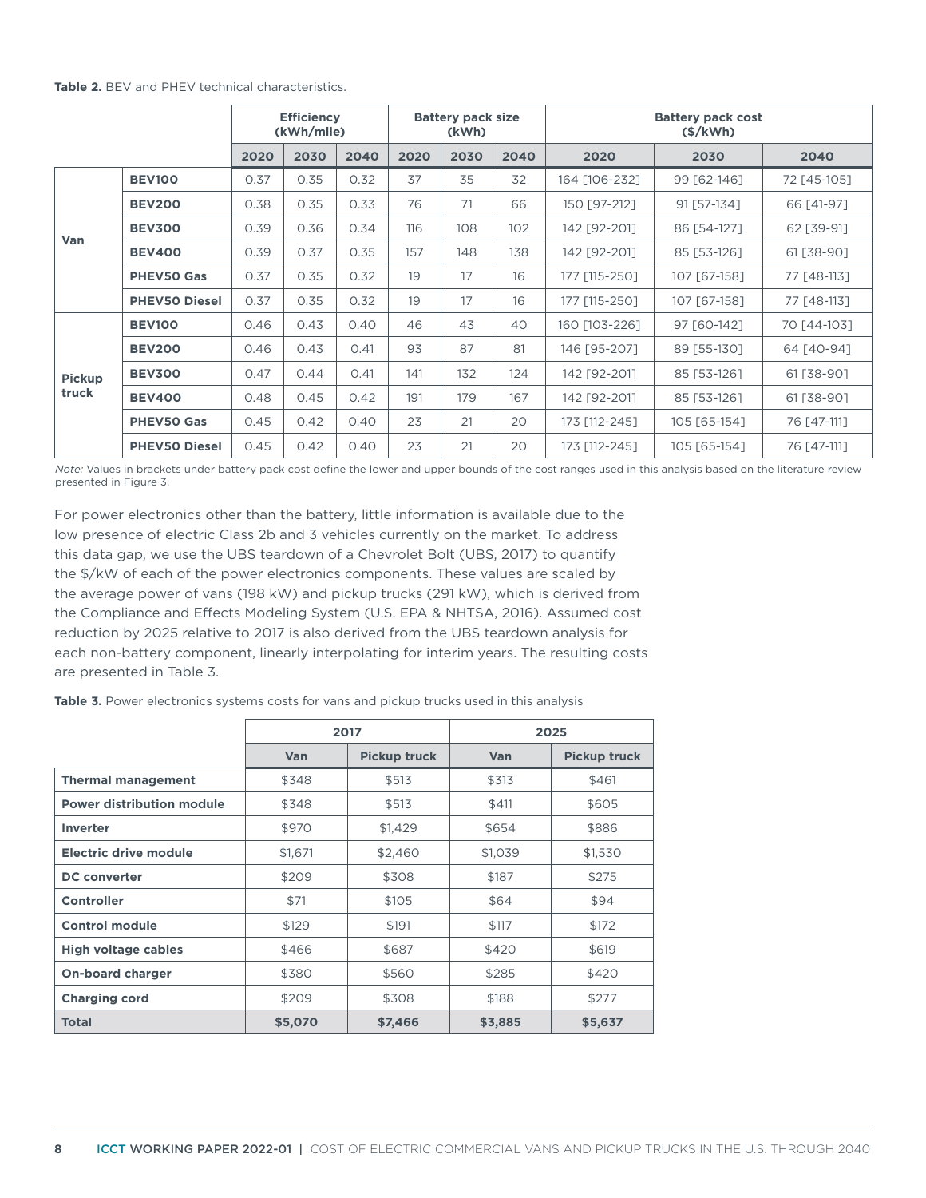**Table 2.** BEV and PHEV technical characteristics.

| | | Efficiency (kWh/mile) | | | Battery pack size (kWh) | | | Battery pack cost ($/kWh) | | |
|---|---|---|---|---|---|---|---|---|---|---|
| | | 2020 | 2030 | 2040 | 2020 | 2030 | 2040 | 2020 | 2030 | 2040 |
| Van | **BEV100** | 0.37 | 0.35 | 0.32 | 37 | 35 | 32 | 164 [106-232] | 99 [62-146] | 72 [45-105] |
| | **BEV200** | 0.38 | 0.35 | 0.33 | 76 | 71 | 66 | 150 [97-212] | 91 [57-134] | 66 [41-97] |
| | **BEV300** | 0.39 | 0.36 | 0.34 | 116 | 108 | 102 | 142 [92-201] | 86 [54-127] | 62 [39-91] |
| | **BEV400** | 0.39 | 0.37 | 0.35 | 157 | 148 | 138 | 142 [92-201] | 85 [53-126] | 61 [38-90] |
| | **PHEV50 Gas** | 0.37 | 0.35 | 0.32 | 19 | 17 | 16 | 177 [115-250] | 107 [67-158] | 77 [48-113] |
| | **PHEV50 Diesel** | 0.37 | 0.35 | 0.32 | 19 | 17 | 16 | 177 [115-250] | 107 [67-158] | 77 [48-113] |
| Pickup truck | **BEV100** | 0.46 | 0.43 | 0.40 | 46 | 43 | 40 | 160 [103-226] | 97 [60-142] | 70 [44-103] |
| | **BEV200** | 0.46 | 0.43 | 0.41 | 93 | 87 | 81 | 146 [95-207] | 89 [55-130] | 64 [40-94] |
| | **BEV300** | 0.47 | 0.44 | 0.41 | 141 | 132 | 124 | 142 [92-201] | 85 [53-126] | 61 [38-90] |
| | **BEV400** | 0.48 | 0.45 | 0.42 | 191 | 179 | 167 | 142 [92-201] | 85 [53-126] | 61 [38-90] |
| | **PHEV50 Gas** | 0.45 | 0.42 | 0.40 | 23 | 21 | 20 | 173 [112-245] | 105 [65-154] | 76 [47-111] |
| | **PHEV50 Diesel** | 0.45 | 0.42 | 0.40 | 23 | 21 | 20 | 173 [112-245] | 105 [65-154] | 76 [47-111] |

*Note:* Values in brackets under battery pack cost define the lower and upper bounds of the cost ranges used in this analysis based on the literature review presented in Figure 3.

For power electronics other than the battery, little information is available due to the low presence of electric Class 2b and 3 vehicles currently on the market. To address this data gap, we use the UBS teardown of a Chevrolet Bolt (UBS, 2017) to quantify the $/kW of each of the power electronics components. These values are scaled by the average power of vans (198 kW) and pickup trucks (291 kW), which is derived from the Compliance and Effects Modeling System (U.S. EPA & NHTSA, 2016). Assumed cost reduction by 2025 relative to 2017 is also derived from the UBS teardown analysis for each non-battery component, linearly interpolating for interim years. The resulting costs are presented in Table 3.

**Table 3.** Power electronics systems costs for vans and pickup trucks used in this analysis

| | 2017 | | 2025 | |
|---|---|---|---|---|
| | Van | Pickup truck | Van | Pickup truck |
| **Thermal management** | $348 | $513 | $313 | $461 |
| **Power distribution module** | $348 | $513 | $411 | $605 |
| **Inverter** | $970 | $1,429 | $654 | $886 |
| **Electric drive module** | $1,671 | $2,460 | $1,039 | $1,530 |
| **DC converter** | $209 | $308 | $187 | $275 |
| **Controller** | $71 | $105 | $64 | $94 |
| **Control module** | $129 | $191 | $117 | $172 |
| **High voltage cables** | $466 | $687 | $420 | $619 |
| **On-board charger** | $380 | $560 | $285 | $420 |
| **Charging cord** | $209 | $308 | $188 | $277 |
| **Total** | **$5,070** | **$7,466** | **$3,885** | **$5,637** |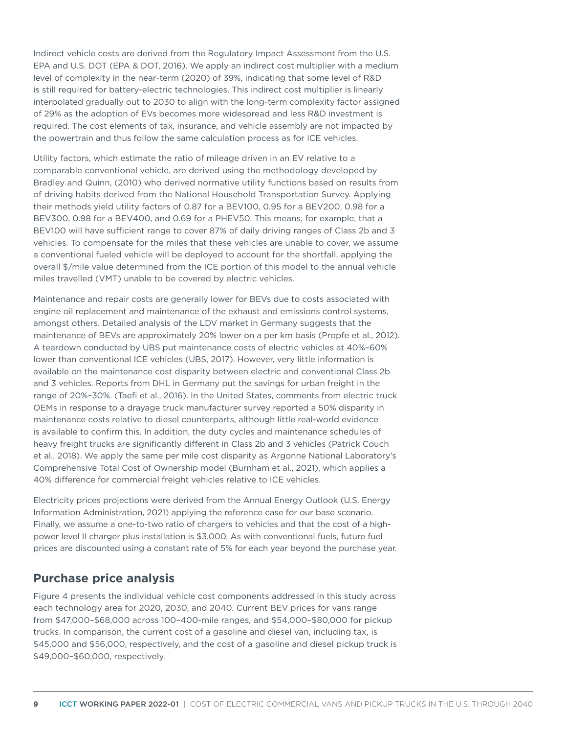Indirect vehicle costs are derived from the Regulatory Impact Assessment from the U.S. EPA and U.S. DOT (EPA & DOT, 2016). We apply an indirect cost multiplier with a medium level of complexity in the near-term (2020) of 39%, indicating that some level of R&D is still required for battery-electric technologies. This indirect cost multiplier is linearly interpolated gradually out to 2030 to align with the long-term complexity factor assigned of 29% as the adoption of EVs becomes more widespread and less R&D investment is required. The cost elements of tax, insurance, and vehicle assembly are not impacted by the powertrain and thus follow the same calculation process as for ICE vehicles.

Utility factors, which estimate the ratio of mileage driven in an EV relative to a comparable conventional vehicle, are derived using the methodology developed by Bradley and Quinn, (2010) who derived normative utility functions based on results from of driving habits derived from the National Household Transportation Survey. Applying their methods yield utility factors of 0.87 for a BEV100, 0.95 for a BEV200, 0.98 for a BEV300, 0.98 for a BEV400, and 0.69 for a PHEV50. This means, for example, that a BEV100 will have sufficient range to cover 87% of daily driving ranges of Class 2b and 3 vehicles. To compensate for the miles that these vehicles are unable to cover, we assume a conventional fueled vehicle will be deployed to account for the shortfall, applying the overall $/mile value determined from the ICE portion of this model to the annual vehicle miles travelled (VMT) unable to be covered by electric vehicles.

Maintenance and repair costs are generally lower for BEVs due to costs associated with engine oil replacement and maintenance of the exhaust and emissions control systems, amongst others. Detailed analysis of the LDV market in Germany suggests that the maintenance of BEVs are approximately 20% lower on a per km basis (Propfe et al., 2012). A teardown conducted by UBS put maintenance costs of electric vehicles at 40%–60% lower than conventional ICE vehicles (UBS, 2017). However, very little information is available on the maintenance cost disparity between electric and conventional Class 2b and 3 vehicles. Reports from DHL in Germany put the savings for urban freight in the range of 20%–30%. (Taefi et al., 2016). In the United States, comments from electric truck OEMs in response to a drayage truck manufacturer survey reported a 50% disparity in maintenance costs relative to diesel counterparts, although little real-world evidence is available to confirm this. In addition, the duty cycles and maintenance schedules of heavy freight trucks are significantly different in Class 2b and 3 vehicles (Patrick Couch et al., 2018). We apply the same per mile cost disparity as Argonne National Laboratory's Comprehensive Total Cost of Ownership model (Burnham et al., 2021), which applies a 40% difference for commercial freight vehicles relative to ICE vehicles.

Electricity prices projections were derived from the Annual Energy Outlook (U.S. Energy Information Administration, 2021) applying the reference case for our base scenario. Finally, we assume a one-to-two ratio of chargers to vehicles and that the cost of a high-power level II charger plus installation is $3,000. As with conventional fuels, future fuel prices are discounted using a constant rate of 5% for each year beyond the purchase year.

## Purchase price analysis

Figure 4 presents the individual vehicle cost components addressed in this study across each technology area for 2020, 2030, and 2040. Current BEV prices for vans range from $47,000–$68,000 across 100–400-mile ranges, and $54,000–$80,000 for pickup trucks. In comparison, the current cost of a gasoline and diesel van, including tax, is $45,000 and $56,000, respectively, and the cost of a gasoline and diesel pickup truck is $49,000–$60,000, respectively.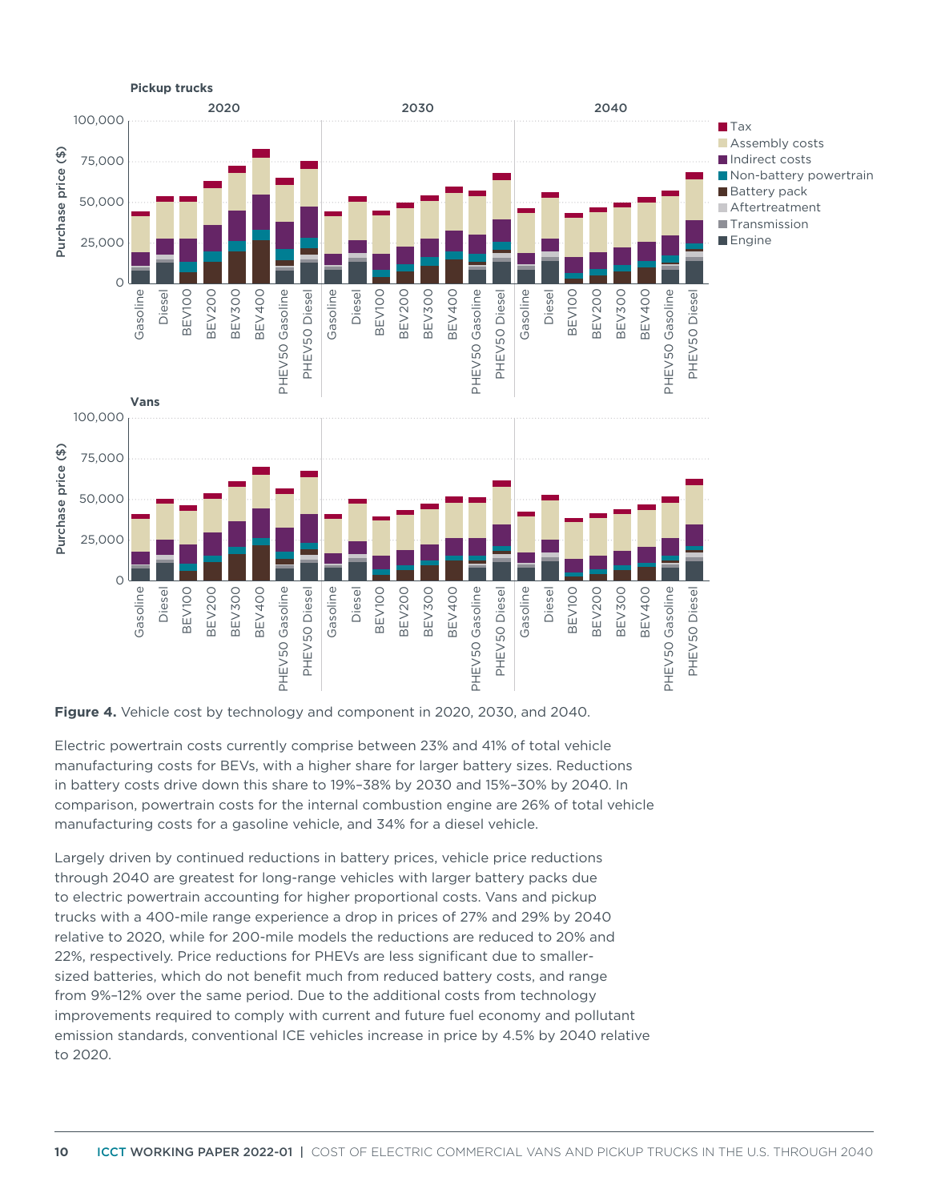**Figure 4.** Vehicle cost by technology and component in 2020, 2030, and 2040.

Electric powertrain costs currently comprise between 23% and 41% of total vehicle manufacturing costs for BEVs, with a higher share for larger battery sizes. Reductions in battery costs drive down this share to 19%–38% by 2030 and 15%–30% by 2040. In comparison, powertrain costs for the internal combustion engine are 26% of total vehicle manufacturing costs for a gasoline vehicle, and 34% for a diesel vehicle.

Largely driven by continued reductions in battery prices, vehicle price reductions through 2040 are greatest for long-range vehicles with larger battery packs due to electric powertrain accounting for higher proportional costs. Vans and pickup trucks with a 400-mile range experience a drop in prices of 27% and 29% by 2040 relative to 2020, while for 200-mile models the reductions are reduced to 20% and 22%, respectively. Price reductions for PHEVs are less significant due to smaller-sized batteries, which do not benefit much from reduced battery costs, and range from 9%–12% over the same period. Due to the additional costs from technology improvements required to comply with current and future fuel economy and pollutant emission standards, conventional ICE vehicles increase in price by 4.5% by 2040 relative to 2020.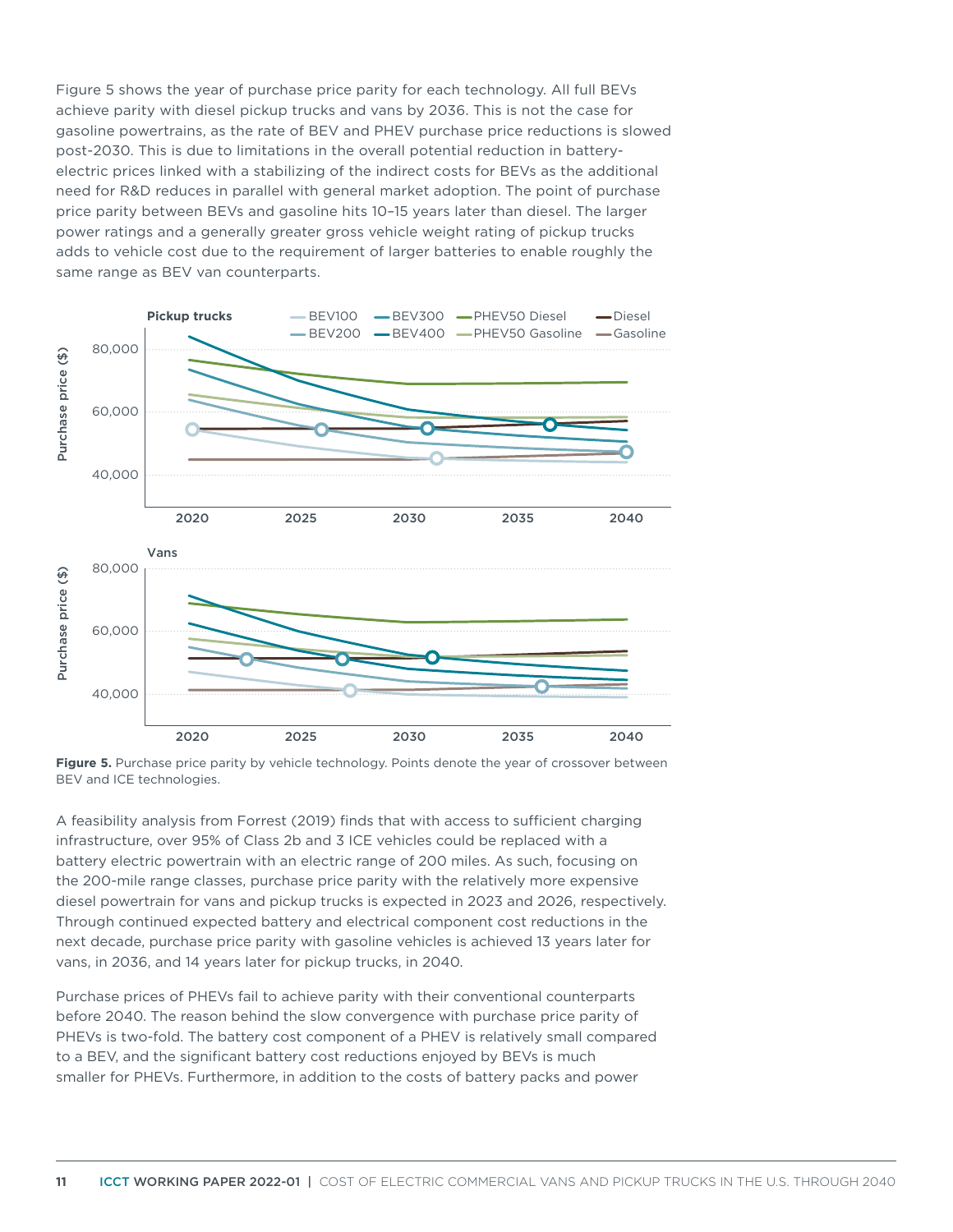Figure 5 shows the year of purchase price parity for each technology. All full BEVs achieve parity with diesel pickup trucks and vans by 2036. This is not the case for gasoline powertrains, as the rate of BEV and PHEV purchase price reductions is slowed post-2030. This is due to limitations in the overall potential reduction in battery-electric prices linked with a stabilizing of the indirect costs for BEVs as the additional need for R&D reduces in parallel with general market adoption. The point of purchase price parity between BEVs and gasoline hits 10–15 years later than diesel. The larger power ratings and a generally greater gross vehicle weight rating of pickup trucks adds to vehicle cost due to the requirement of larger batteries to enable roughly the same range as BEV van counterparts.

**Figure 5.** Purchase price parity by vehicle technology. Points denote the year of crossover between BEV and ICE technologies.

A feasibility analysis from Forrest (2019) finds that with access to sufficient charging infrastructure, over 95% of Class 2b and 3 ICE vehicles could be replaced with a battery electric powertrain with an electric range of 200 miles. As such, focusing on the 200-mile range classes, purchase price parity with the relatively more expensive diesel powertrain for vans and pickup trucks is expected in 2023 and 2026, respectively. Through continued expected battery and electrical component cost reductions in the next decade, purchase price parity with gasoline vehicles is achieved 13 years later for vans, in 2036, and 14 years later for pickup trucks, in 2040.

Purchase prices of PHEVs fail to achieve parity with their conventional counterparts before 2040. The reason behind the slow convergence with purchase price parity of PHEVs is two-fold. The battery cost component of a PHEV is relatively small compared to a BEV, and the significant battery cost reductions enjoyed by BEVs is much smaller for PHEVs. Furthermore, in addition to the costs of battery packs and power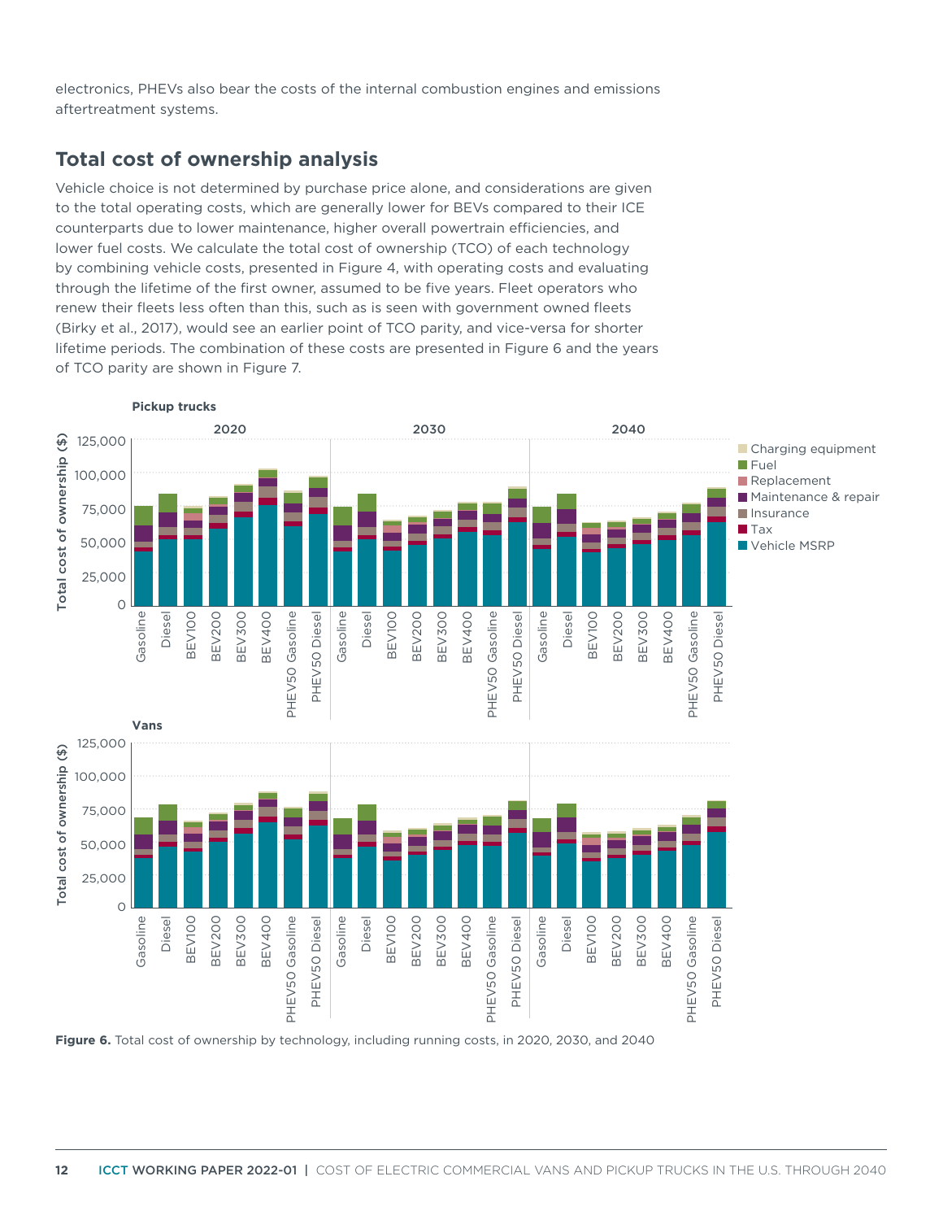electronics, PHEVs also bear the costs of the internal combustion engines and emissions aftertreatment systems.

## Total cost of ownership analysis

Vehicle choice is not determined by purchase price alone, and considerations are given to the total operating costs, which are generally lower for BEVs compared to their ICE counterparts due to lower maintenance, higher overall powertrain efficiencies, and lower fuel costs. We calculate the total cost of ownership (TCO) of each technology by combining vehicle costs, presented in Figure 4, with operating costs and evaluating through the lifetime of the first owner, assumed to be five years. Fleet operators who renew their fleets less often than this, such as is seen with government owned fleets (Birky et al., 2017), would see an earlier point of TCO parity, and vice-versa for shorter lifetime periods. The combination of these costs are presented in Figure 6 and the years of TCO parity are shown in Figure 7.

**Figure 6.** Total cost of ownership by technology, including running costs, in 2020, 2030, and 2040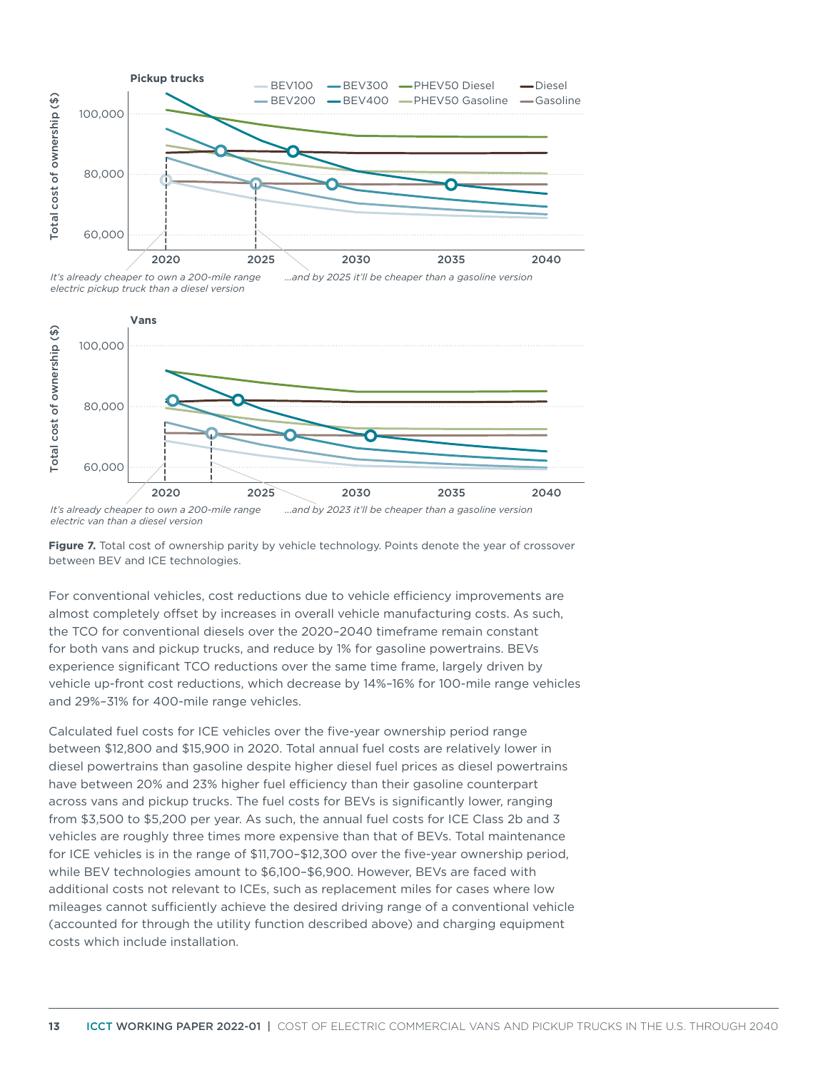**Pickup trucks**

It's already cheaper to own a 200-mile range electric pickup truck than a diesel version

...and by 2025 it'll be cheaper than a gasoline version

**Vans**

It's already cheaper to own a 200-mile range electric van than a diesel version

...and by 2023 it'll be cheaper than a gasoline version

**Figure 7.** Total cost of ownership parity by vehicle technology. Points denote the year of crossover between BEV and ICE technologies.

For conventional vehicles, cost reductions due to vehicle efficiency improvements are almost completely offset by increases in overall vehicle manufacturing costs. As such, the TCO for conventional diesels over the 2020–2040 timeframe remain constant for both vans and pickup trucks, and reduce by 1% for gasoline powertrains. BEVs experience significant TCO reductions over the same time frame, largely driven by vehicle up-front cost reductions, which decrease by 14%–16% for 100-mile range vehicles and 29%–31% for 400-mile range vehicles.

Calculated fuel costs for ICE vehicles over the five-year ownership period range between $12,800 and $15,900 in 2020. Total annual fuel costs are relatively lower in diesel powertrains than gasoline despite higher diesel fuel prices as diesel powertrains have between 20% and 23% higher fuel efficiency than their gasoline counterpart across vans and pickup trucks. The fuel costs for BEVs is significantly lower, ranging from $3,500 to $5,200 per year. As such, the annual fuel costs for ICE Class 2b and 3 vehicles are roughly three times more expensive than that of BEVs. Total maintenance for ICE vehicles is in the range of $11,700–$12,300 over the five-year ownership period, while BEV technologies amount to $6,100–$6,900. However, BEVs are faced with additional costs not relevant to ICEs, such as replacement miles for cases where low mileages cannot sufficiently achieve the desired driving range of a conventional vehicle (accounted for through the utility function described above) and charging equipment costs which include installation.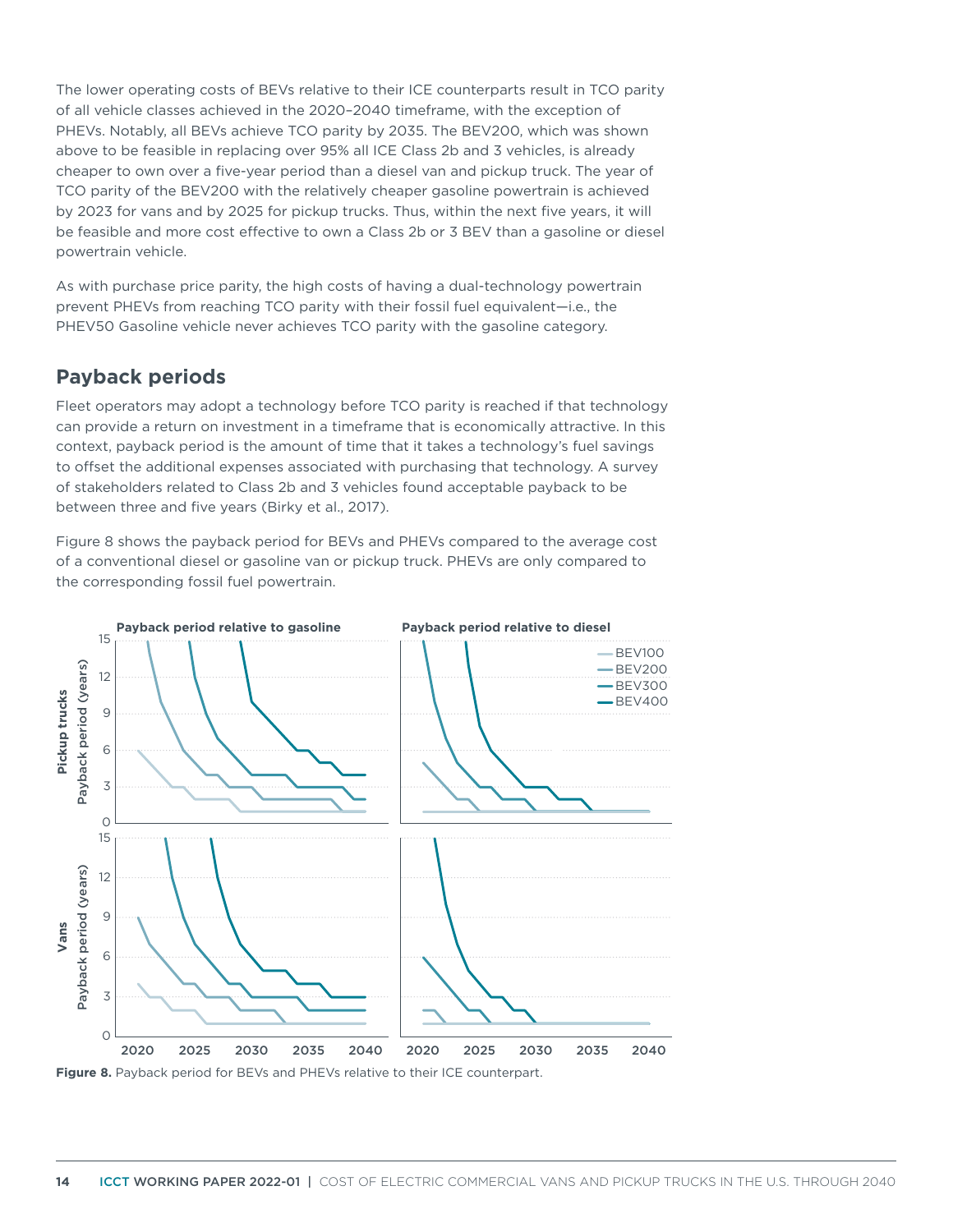The lower operating costs of BEVs relative to their ICE counterparts result in TCO parity of all vehicle classes achieved in the 2020–2040 timeframe, with the exception of PHEVs. Notably, all BEVs achieve TCO parity by 2035. The BEV200, which was shown above to be feasible in replacing over 95% all ICE Class 2b and 3 vehicles, is already cheaper to own over a five-year period than a diesel van and pickup truck. The year of TCO parity of the BEV200 with the relatively cheaper gasoline powertrain is achieved by 2023 for vans and by 2025 for pickup trucks. Thus, within the next five years, it will be feasible and more cost effective to own a Class 2b or 3 BEV than a gasoline or diesel powertrain vehicle.

As with purchase price parity, the high costs of having a dual-technology powertrain prevent PHEVs from reaching TCO parity with their fossil fuel equivalent—i.e., the PHEV50 Gasoline vehicle never achieves TCO parity with the gasoline category.

## Payback periods

Fleet operators may adopt a technology before TCO parity is reached if that technology can provide a return on investment in a timeframe that is economically attractive. In this context, payback period is the amount of time that it takes a technology's fuel savings to offset the additional expenses associated with purchasing that technology. A survey of stakeholders related to Class 2b and 3 vehicles found acceptable payback to be between three and five years (Birky et al., 2017).

Figure 8 shows the payback period for BEVs and PHEVs compared to the average cost of a conventional diesel or gasoline van or pickup truck. PHEVs are only compared to the corresponding fossil fuel powertrain.

**Figure 8.** Payback period for BEVs and PHEVs relative to their ICE counterpart.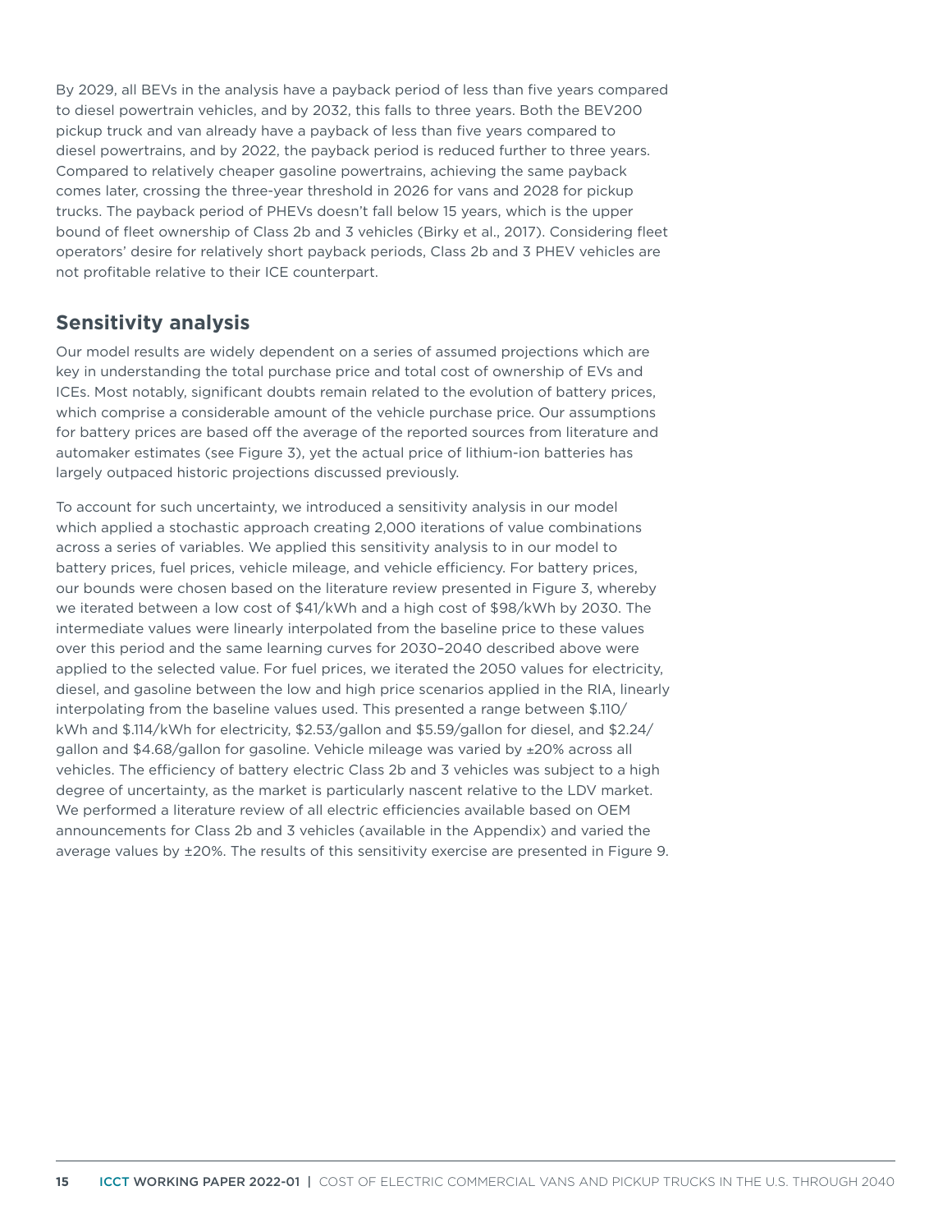By 2029, all BEVs in the analysis have a payback period of less than five years compared to diesel powertrain vehicles, and by 2032, this falls to three years. Both the BEV200 pickup truck and van already have a payback of less than five years compared to diesel powertrains, and by 2022, the payback period is reduced further to three years. Compared to relatively cheaper gasoline powertrains, achieving the same payback comes later, crossing the three-year threshold in 2026 for vans and 2028 for pickup trucks. The payback period of PHEVs doesn't fall below 15 years, which is the upper bound of fleet ownership of Class 2b and 3 vehicles (Birky et al., 2017). Considering fleet operators' desire for relatively short payback periods, Class 2b and 3 PHEV vehicles are not profitable relative to their ICE counterpart.

## Sensitivity analysis

Our model results are widely dependent on a series of assumed projections which are key in understanding the total purchase price and total cost of ownership of EVs and ICEs. Most notably, significant doubts remain related to the evolution of battery prices, which comprise a considerable amount of the vehicle purchase price. Our assumptions for battery prices are based off the average of the reported sources from literature and automaker estimates (see Figure 3), yet the actual price of lithium-ion batteries has largely outpaced historic projections discussed previously.

To account for such uncertainty, we introduced a sensitivity analysis in our model which applied a stochastic approach creating 2,000 iterations of value combinations across a series of variables. We applied this sensitivity analysis to in our model to battery prices, fuel prices, vehicle mileage, and vehicle efficiency. For battery prices, our bounds were chosen based on the literature review presented in Figure 3, whereby we iterated between a low cost of $41/kWh and a high cost of $98/kWh by 2030. The intermediate values were linearly interpolated from the baseline price to these values over this period and the same learning curves for 2030–2040 described above were applied to the selected value. For fuel prices, we iterated the 2050 values for electricity, diesel, and gasoline between the low and high price scenarios applied in the RIA, linearly interpolating from the baseline values used. This presented a range between $.110/kWh and $.114/kWh for electricity, $2.53/gallon and $5.59/gallon for diesel, and $2.24/gallon and $4.68/gallon for gasoline. Vehicle mileage was varied by ±20% across all vehicles. The efficiency of battery electric Class 2b and 3 vehicles was subject to a high degree of uncertainty, as the market is particularly nascent relative to the LDV market. We performed a literature review of all electric efficiencies available based on OEM announcements for Class 2b and 3 vehicles (available in the Appendix) and varied the average values by ±20%. The results of this sensitivity exercise are presented in Figure 9.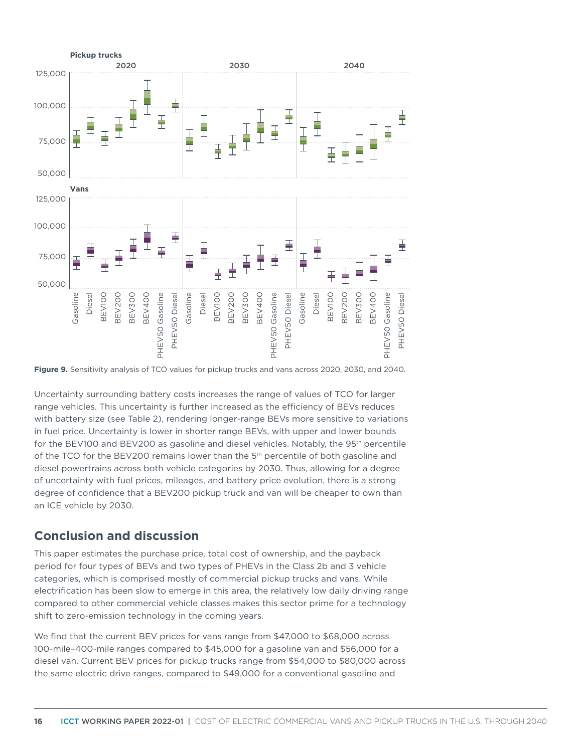**Figure 9.** Sensitivity analysis of TCO values for pickup trucks and vans across 2020, 2030, and 2040.

Uncertainty surrounding battery costs increases the range of values of TCO for larger range vehicles. This uncertainty is further increased as the efficiency of BEVs reduces with battery size (see Table 2), rendering longer-range BEVs more sensitive to variations in fuel price. Uncertainty is lower in shorter range BEVs, with upper and lower bounds for the BEV100 and BEV200 as gasoline and diesel vehicles. Notably, the 95th percentile of the TCO for the BEV200 remains lower than the 5th percentile of both gasoline and diesel powertrains across both vehicle categories by 2030. Thus, allowing for a degree of uncertainty with fuel prices, mileages, and battery price evolution, there is a strong degree of confidence that a BEV200 pickup truck and van will be cheaper to own than an ICE vehicle by 2030.

## Conclusion and discussion

This paper estimates the purchase price, total cost of ownership, and the payback period for four types of BEVs and two types of PHEVs in the Class 2b and 3 vehicle categories, which is comprised mostly of commercial pickup trucks and vans. While electrification has been slow to emerge in this area, the relatively low daily driving range compared to other commercial vehicle classes makes this sector prime for a technology shift to zero-emission technology in the coming years.

We find that the current BEV prices for vans range from $47,000 to $68,000 across 100-mile–400-mile ranges compared to $45,000 for a gasoline van and $56,000 for a diesel van. Current BEV prices for pickup trucks range from $54,000 to $80,000 across the same electric drive ranges, compared to $49,000 for a conventional gasoline and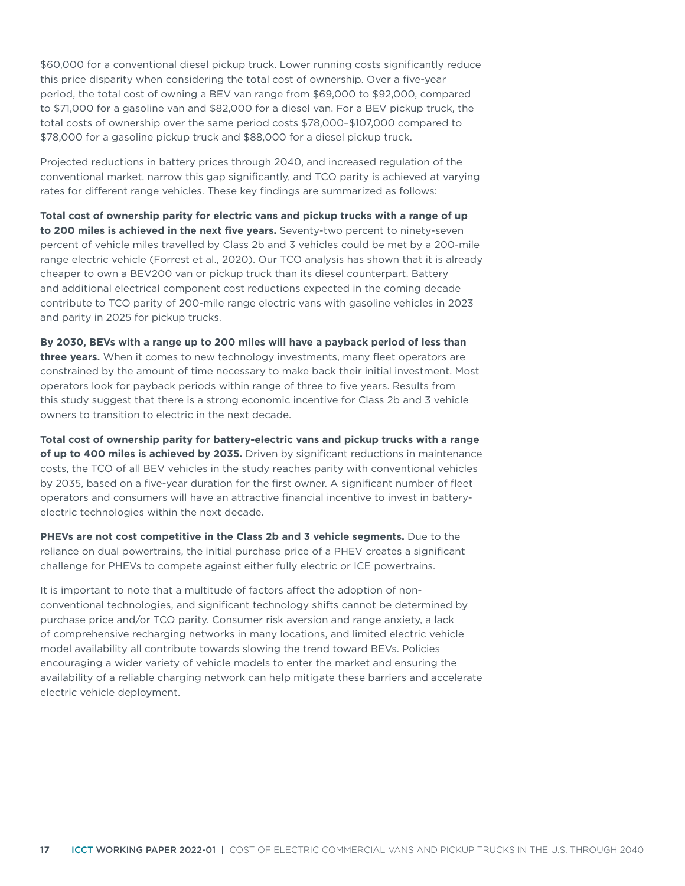$60,000 for a conventional diesel pickup truck. Lower running costs significantly reduce this price disparity when considering the total cost of ownership. Over a five-year period, the total cost of owning a BEV van range from $69,000 to $92,000, compared to $71,000 for a gasoline van and $82,000 for a diesel van. For a BEV pickup truck, the total costs of ownership over the same period costs $78,000–$107,000 compared to $78,000 for a gasoline pickup truck and $88,000 for a diesel pickup truck.

Projected reductions in battery prices through 2040, and increased regulation of the conventional market, narrow this gap significantly, and TCO parity is achieved at varying rates for different range vehicles. These key findings are summarized as follows:

**Total cost of ownership parity for electric vans and pickup trucks with a range of up to 200 miles is achieved in the next five years.** Seventy-two percent to ninety-seven percent of vehicle miles travelled by Class 2b and 3 vehicles could be met by a 200-mile range electric vehicle (Forrest et al., 2020). Our TCO analysis has shown that it is already cheaper to own a BEV200 van or pickup truck than its diesel counterpart. Battery and additional electrical component cost reductions expected in the coming decade contribute to TCO parity of 200-mile range electric vans with gasoline vehicles in 2023 and parity in 2025 for pickup trucks.

**By 2030, BEVs with a range up to 200 miles will have a payback period of less than three years.** When it comes to new technology investments, many fleet operators are constrained by the amount of time necessary to make back their initial investment. Most operators look for payback periods within range of three to five years. Results from this study suggest that there is a strong economic incentive for Class 2b and 3 vehicle owners to transition to electric in the next decade.

**Total cost of ownership parity for battery-electric vans and pickup trucks with a range of up to 400 miles is achieved by 2035.** Driven by significant reductions in maintenance costs, the TCO of all BEV vehicles in the study reaches parity with conventional vehicles by 2035, based on a five-year duration for the first owner. A significant number of fleet operators and consumers will have an attractive financial incentive to invest in battery-electric technologies within the next decade.

**PHEVs are not cost competitive in the Class 2b and 3 vehicle segments.** Due to the reliance on dual powertrains, the initial purchase price of a PHEV creates a significant challenge for PHEVs to compete against either fully electric or ICE powertrains.

It is important to note that a multitude of factors affect the adoption of non-conventional technologies, and significant technology shifts cannot be determined by purchase price and/or TCO parity. Consumer risk aversion and range anxiety, a lack of comprehensive recharging networks in many locations, and limited electric vehicle model availability all contribute towards slowing the trend toward BEVs. Policies encouraging a wider variety of vehicle models to enter the market and ensuring the availability of a reliable charging network can help mitigate these barriers and accelerate electric vehicle deployment.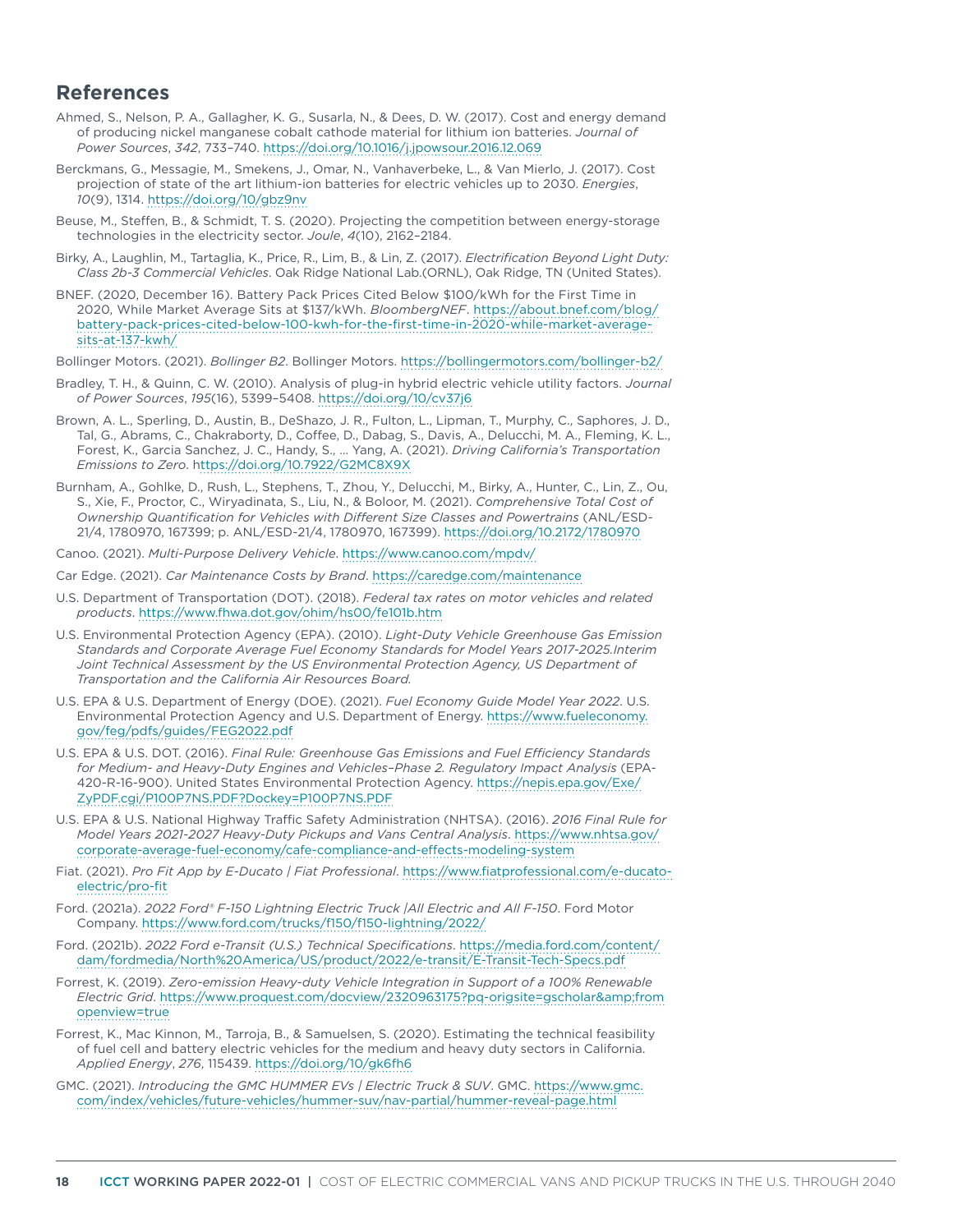## References

Ahmed, S., Nelson, P. A., Gallagher, K. G., Susarla, N., & Dees, D. W. (2017). Cost and energy demand of producing nickel manganese cobalt cathode material for lithium ion batteries. *Journal of Power Sources*, *342*, 733–740. https://doi.org/10.1016/j.jpowsour.2016.12.069

Berckmans, G., Messagie, M., Smekens, J., Omar, N., Vanhaverbeke, L., & Van Mierlo, J. (2017). Cost projection of state of the art lithium-ion batteries for electric vehicles up to 2030. *Energies*, *10*(9), 1314. https://doi.org/10/gbz9nv

Beuse, M., Steffen, B., & Schmidt, T. S. (2020). Projecting the competition between energy-storage technologies in the electricity sector. *Joule*, *4*(10), 2162–2184.

Birky, A., Laughlin, M., Tartaglia, K., Price, R., Lim, B., & Lin, Z. (2017). *Electrification Beyond Light Duty: Class 2b-3 Commercial Vehicles*. Oak Ridge National Lab.(ORNL), Oak Ridge, TN (United States).

BNEF. (2020, December 16). Battery Pack Prices Cited Below $100/kWh for the First Time in 2020, While Market Average Sits at $137/kWh. *BloombergNEF*. https://about.bnef.com/blog/battery-pack-prices-cited-below-100-kwh-for-the-first-time-in-2020-while-market-average-sits-at-137-kwh/

Bollinger Motors. (2021). *Bollinger B2*. Bollinger Motors. https://bollingermotors.com/bollinger-b2/

Bradley, T. H., & Quinn, C. W. (2010). Analysis of plug-in hybrid electric vehicle utility factors. *Journal of Power Sources*, *195*(16), 5399–5408. https://doi.org/10/cv37j6

Brown, A. L., Sperling, D., Austin, B., DeShazo, J. R., Fulton, L., Lipman, T., Murphy, C., Saphores, J. D., Tal, G., Abrams, C., Chakraborty, D., Coffee, D., Dabag, S., Davis, A., Delucchi, M. A., Fleming, K. L., Forest, K., Garcia Sanchez, J. C., Handy, S., … Yang, A. (2021). *Driving California's Transportation Emissions to Zero*. https://doi.org/10.7922/G2MC8X9X

Burnham, A., Gohlke, D., Rush, L., Stephens, T., Zhou, Y., Delucchi, M., Birky, A., Hunter, C., Lin, Z., Ou, S., Xie, F., Proctor, C., Wiryadinata, S., Liu, N., & Boloor, M. (2021). *Comprehensive Total Cost of Ownership Quantification for Vehicles with Different Size Classes and Powertrains* (ANL/ESD-21/4, 1780970, 167399; p. ANL/ESD-21/4, 1780970, 167399). https://doi.org/10.2172/1780970

Canoo. (2021). *Multi-Purpose Delivery Vehicle*. https://www.canoo.com/mpdv/

Car Edge. (2021). *Car Maintenance Costs by Brand*. https://caredge.com/maintenance

U.S. Department of Transportation (DOT). (2018). *Federal tax rates on motor vehicles and related products*. https://www.fhwa.dot.gov/ohim/hs00/fe101b.htm

U.S. Environmental Protection Agency (EPA). (2010). *Light-Duty Vehicle Greenhouse Gas Emission Standards and Corporate Average Fuel Economy Standards for Model Years 2017-2025.Interim Joint Technical Assessment by the US Environmental Protection Agency, US Department of Transportation and the California Air Resources Board.*

U.S. EPA & U.S. Department of Energy (DOE). (2021). *Fuel Economy Guide Model Year 2022*. U.S. Environmental Protection Agency and U.S. Department of Energy. https://www.fueleconomy.gov/feg/pdfs/guides/FEG2022.pdf

U.S. EPA & U.S. DOT. (2016). *Final Rule: Greenhouse Gas Emissions and Fuel Efficiency Standards for Medium- and Heavy-Duty Engines and Vehicles–Phase 2. Regulatory Impact Analysis* (EPA-420-R-16-900). United States Environmental Protection Agency. https://nepis.epa.gov/Exe/ZyPDF.cgi/P100P7NS.PDF?Dockey=P100P7NS.PDF

U.S. EPA & U.S. National Highway Traffic Safety Administration (NHTSA). (2016). *2016 Final Rule for Model Years 2021-2027 Heavy-Duty Pickups and Vans Central Analysis*. https://www.nhtsa.gov/corporate-average-fuel-economy/cafe-compliance-and-effects-modeling-system

Fiat. (2021). *Pro Fit App by E-Ducato | Fiat Professional*. https://www.fiatprofessional.com/e-ducato-electric/pro-fit

Ford. (2021a). *2022 Ford® F-150 Lightning Electric Truck |All Electric and All F-150*. Ford Motor Company. https://www.ford.com/trucks/f150/f150-lightning/2022/

Ford. (2021b). *2022 Ford e-Transit (U.S.) Technical Specifications*. https://media.ford.com/content/dam/fordmedia/North%20America/US/product/2022/e-transit/E-Transit-Tech-Specs.pdf

Forrest, K. (2019). *Zero-emission Heavy-duty Vehicle Integration in Support of a 100% Renewable Electric Grid*. https://www.proquest.com/docview/2320963175?pq-origsite=gscholar&amp;fromopenview=true

Forrest, K., Mac Kinnon, M., Tarroja, B., & Samuelsen, S. (2020). Estimating the technical feasibility of fuel cell and battery electric vehicles for the medium and heavy duty sectors in California. *Applied Energy*, *276*, 115439. https://doi.org/10/gk6fh6

GMC. (2021). *Introducing the GMC HUMMER EVs | Electric Truck & SUV*. GMC. https://www.gmc.com/index/vehicles/future-vehicles/hummer-suv/nav-partial/hummer-reveal-page.html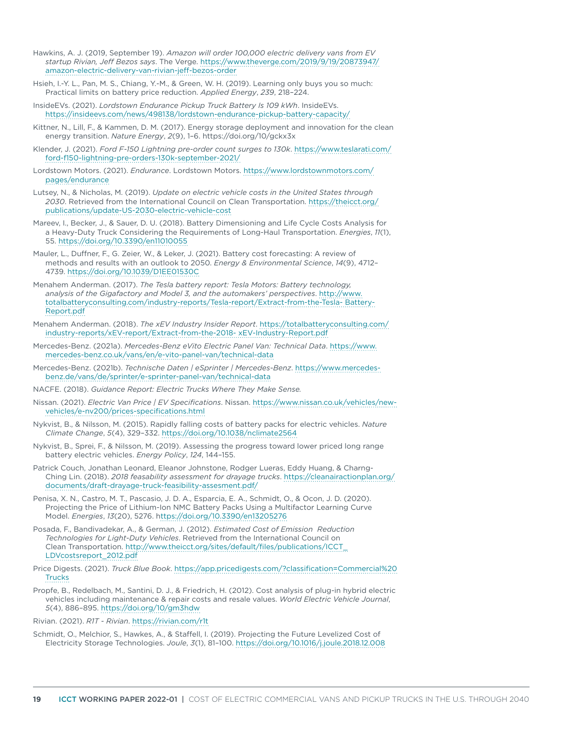Hawkins, A. J. (2019, September 19). *Amazon will order 100,000 electric delivery vans from EV startup Rivian, Jeff Bezos says*. The Verge. https://www.theverge.com/2019/9/19/20873947/amazon-electric-delivery-van-rivian-jeff-bezos-order

Hsieh, I.-Y. L., Pan, M. S., Chiang, Y.-M., & Green, W. H. (2019). Learning only buys you so much: Practical limits on battery price reduction. *Applied Energy*, *239*, 218–224.

InsideEVs. (2021). *Lordstown Endurance Pickup Truck Battery Is 109 kWh*. InsideEVs. https://insideevs.com/news/498138/lordstown-endurance-pickup-battery-capacity/

Kittner, N., Lill, F., & Kammen, D. M. (2017). Energy storage deployment and innovation for the clean energy transition. *Nature Energy*, *2*(9), 1–6. https://doi.org/10/gckx3x

Klender, J. (2021). *Ford F-150 Lightning pre-order count surges to 130k*. https://www.teslarati.com/ford-f150-lightning-pre-orders-130k-september-2021/

Lordstown Motors. (2021). *Endurance*. Lordstown Motors. https://www.lordstownmotors.com/pages/endurance

Lutsey, N., & Nicholas, M. (2019). *Update on electric vehicle costs in the United States through 2030*. Retrieved from the International Council on Clean Transportation. https://theicct.org/publications/update-US-2030-electric-vehicle-cost

Mareev, I., Becker, J., & Sauer, D. U. (2018). Battery Dimensioning and Life Cycle Costs Analysis for a Heavy-Duty Truck Considering the Requirements of Long-Haul Transportation. *Energies*, *11*(1), 55. https://doi.org/10.3390/en11010055

Mauler, L., Duffner, F., G. Zeier, W., & Leker, J. (2021). Battery cost forecasting: A review of methods and results with an outlook to 2050. *Energy & Environmental Science*, *14*(9), 4712–4739. https://doi.org/10.1039/D1EE01530C

Menahem Anderman. (2017). *The Tesla battery report: Tesla Motors: Battery technology, analysis of the Gigafactory and Model 3, and the automakers' perspectives*. http://www.totalbatteryconsulting.com/industry-reports/Tesla-report/Extract-from-the-Tesla- Battery-Report.pdf

Menahem Anderman. (2018). *The xEV Industry Insider Report*. https://totalbatteryconsulting.com/industry-reports/xEV-report/Extract-from-the-2018- xEV-Industry-Report.pdf

Mercedes-Benz. (2021a). *Mercedes-Benz eVito Electric Panel Van: Technical Data*. https://www.mercedes-benz.co.uk/vans/en/e-vito-panel-van/technical-data

Mercedes-Benz. (2021b). *Technische Daten | eSprinter | Mercedes-Benz*. https://www.mercedes-benz.de/vans/de/sprinter/e-sprinter-panel-van/technical-data

NACFE. (2018). *Guidance Report: Electric Trucks Where They Make Sense.*

Nissan. (2021). *Electric Van Price | EV Specifications*. Nissan. https://www.nissan.co.uk/vehicles/new-vehicles/e-nv200/prices-specifications.html

Nykvist, B., & Nilsson, M. (2015). Rapidly falling costs of battery packs for electric vehicles. *Nature Climate Change*, *5*(4), 329–332. https://doi.org/10.1038/nclimate2564

Nykvist, B., Sprei, F., & Nilsson, M. (2019). Assessing the progress toward lower priced long range battery electric vehicles. *Energy Policy*, *124*, 144–155.

Patrick Couch, Jonathan Leonard, Eleanor Johnstone, Rodger Lueras, Eddy Huang, & Charng-Ching Lin. (2018). *2018 feasability assessment for drayage trucks*. https://cleanairactionplan.org/documents/draft-drayage-truck-feasibility-assesment.pdf/

Penisa, X. N., Castro, M. T., Pascasio, J. D. A., Esparcia, E. A., Schmidt, O., & Ocon, J. D. (2020). Projecting the Price of Lithium-Ion NMC Battery Packs Using a Multifactor Learning Curve Model. *Energies*, *13*(20), 5276. https://doi.org/10.3390/en13205276

Posada, F., Bandivadekar, A., & German, J. (2012). *Estimated Cost of Emission Reduction Technologies for Light-Duty Vehicles*. Retrieved from the International Council on Clean Transportation. http://www.theicct.org/sites/default/files/publications/ICCT_LDVcostsreport_2012.pdf

Price Digests. (2021). *Truck Blue Book*. https://app.pricedigests.com/?classification=Commercial%20Trucks

Propfe, B., Redelbach, M., Santini, D. J., & Friedrich, H. (2012). Cost analysis of plug-in hybrid electric vehicles including maintenance & repair costs and resale values. *World Electric Vehicle Journal*, *5*(4), 886–895. https://doi.org/10/gm3hdw

Rivian. (2021). *R1T - Rivian*. https://rivian.com/r1t

Schmidt, O., Melchior, S., Hawkes, A., & Staffell, I. (2019). Projecting the Future Levelized Cost of Electricity Storage Technologies. *Joule*, *3*(1), 81–100. https://doi.org/10.1016/j.joule.2018.12.008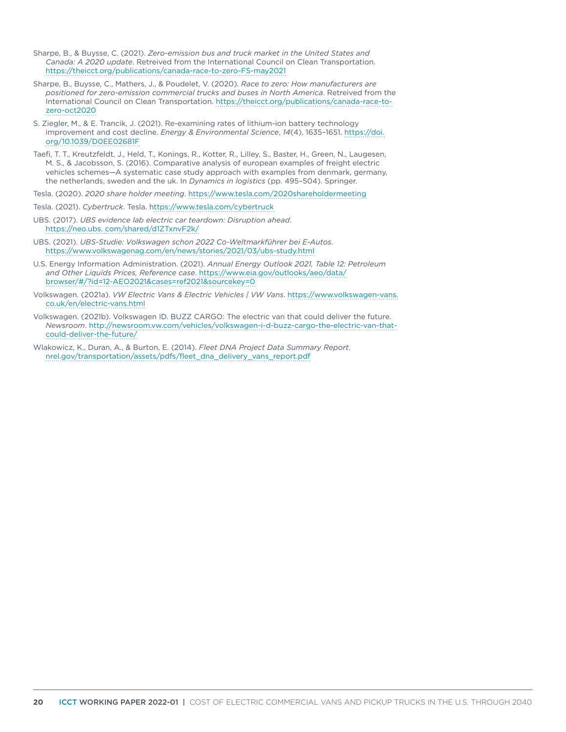Sharpe, B., & Buysse, C. (2021). *Zero-emission bus and truck market in the United States and Canada: A 2020 update*. Retreived from the International Council on Clean Transportation. https://theicct.org/publications/canada-race-to-zero-FS-may2021

Sharpe, B., Buysse, C., Mathers, J., & Poudelet, V. (2020). *Race to zero: How manufacturers are positioned for zero-emission commercial trucks and buses in North America*. Retreived from the International Council on Clean Transportation. https://theicct.org/publications/canada-race-to-zero-oct2020

S. Ziegler, M., & E. Trancik, J. (2021). Re-examining rates of lithium-ion battery technology improvement and cost decline. *Energy & Environmental Science*, *14*(4), 1635–1651. https://doi.org/10.1039/D0EE02681F

Taefi, T. T., Kreutzfeldt, J., Held, T., Konings, R., Kotter, R., Lilley, S., Baster, H., Green, N., Laugesen, M. S., & Jacobsson, S. (2016). Comparative analysis of european examples of freight electric vehicles schemes—A systematic case study approach with examples from denmark, germany, the netherlands, sweden and the uk. In *Dynamics in logistics* (pp. 495–504). Springer.

Tesla. (2020). *2020 share holder meeting*. https://www.tesla.com/2020shareholdermeeting

Tesla. (2021). *Cybertruck*. Tesla. https://www.tesla.com/cybertruck

UBS. (2017). *UBS evidence lab electric car teardown: Disruption ahead*. https://neo.ubs. com/shared/d1ZTxnvF2k/

UBS. (2021). *UBS-Studie: Volkswagen schon 2022 Co-Weltmarkführer bei E-Autos*. https://www.volkswagenag.com/en/news/stories/2021/03/ubs-study.html

U.S. Energy Information Administration. (2021). *Annual Energy Outlook 2021, Table 12: Petroleum and Other Liquids Prices, Reference case*. https://www.eia.gov/outlooks/aeo/data/browser/#/?id=12-AEO2021&cases=ref2021&sourcekey=0

Volkswagen. (2021a). *VW Electric Vans & Electric Vehicles | VW Vans*. https://www.volkswagen-vans.co.uk/en/electric-vans.html

Volkswagen. (2021b). Volkswagen ID. BUZZ CARGO: The electric van that could deliver the future. *Newsroom*. http://newsroom.vw.com/vehicles/volkswagen-i-d-buzz-cargo-the-electric-van-that-could-deliver-the-future/

Wlakowicz, K., Duran, A., & Burton, E. (2014). *Fleet DNA Project Data Summary Report*. nrel.gov/transportation/assets/pdfs/fleet_dna_delivery_vans_report.pdf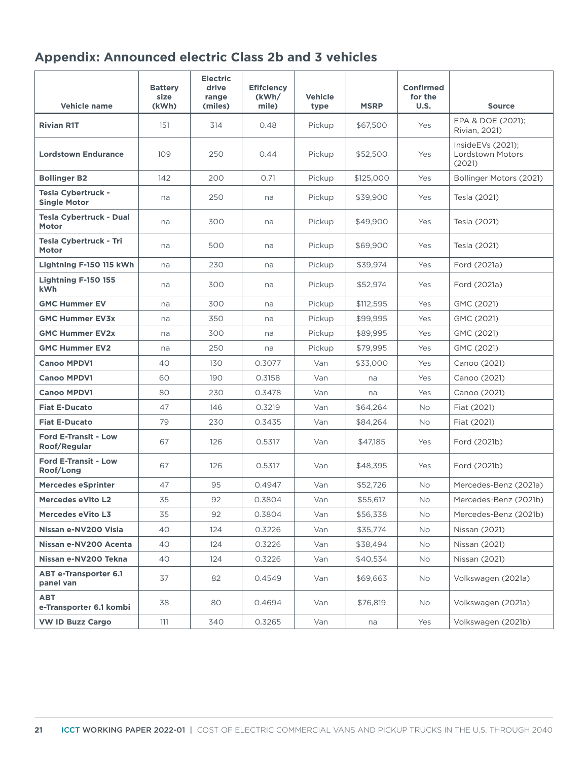## Appendix: Announced electric Class 2b and 3 vehicles

| Vehicle name | Battery size (kWh) | Electric drive range (miles) | Eifficiency (kWh/mile) | Vehicle type | MSRP | Confirmed for the U.S. | Source |
|---|---|---|---|---|---|---|---|
| **Rivian R1T** | 151 | 314 | 0.48 | Pickup | $67,500 | Yes | EPA & DOE (2021); Rivian, 2021) |
| **Lordstown Endurance** | 109 | 250 | 0.44 | Pickup | $52,500 | Yes | InsideEVs (2021); Lordstown Motors (2021) |
| **Bollinger B2** | 142 | 200 | 0.71 | Pickup | $125,000 | Yes | Bollinger Motors (2021) |
| **Tesla Cybertruck - Single Motor** | na | 250 | na | Pickup | $39,900 | Yes | Tesla (2021) |
| **Tesla Cybertruck - Dual Motor** | na | 300 | na | Pickup | $49,900 | Yes | Tesla (2021) |
| **Tesla Cybertruck - Tri Motor** | na | 500 | na | Pickup | $69,900 | Yes | Tesla (2021) |
| **Lightning F-150 115 kWh** | na | 230 | na | Pickup | $39,974 | Yes | Ford (2021a) |
| **Lightning F-150 155 kWh** | na | 300 | na | Pickup | $52,974 | Yes | Ford (2021a) |
| **GMC Hummer EV** | na | 300 | na | Pickup | $112,595 | Yes | GMC (2021) |
| **GMC Hummer EV3x** | na | 350 | na | Pickup | $99,995 | Yes | GMC (2021) |
| **GMC Hummer EV2x** | na | 300 | na | Pickup | $89,995 | Yes | GMC (2021) |
| **GMC Hummer EV2** | na | 250 | na | Pickup | $79,995 | Yes | GMC (2021) |
| **Canoo MPDV1** | 40 | 130 | 0.3077 | Van | $33,000 | Yes | Canoo (2021) |
| **Canoo MPDV1** | 60 | 190 | 0.3158 | Van | na | Yes | Canoo (2021) |
| **Canoo MPDV1** | 80 | 230 | 0.3478 | Van | na | Yes | Canoo (2021) |
| **Fiat E-Ducato** | 47 | 146 | 0.3219 | Van | $64,264 | No | Fiat (2021) |
| **Fiat E-Ducato** | 79 | 230 | 0.3435 | Van | $84,264 | No | Fiat (2021) |
| **Ford E-Transit - Low Roof/Regular** | 67 | 126 | 0.5317 | Van | $47,185 | Yes | Ford (2021b) |
| **Ford E-Transit - Low Roof/Long** | 67 | 126 | 0.5317 | Van | $48,395 | Yes | Ford (2021b) |
| **Mercedes eSprinter** | 47 | 95 | 0.4947 | Van | $52,726 | No | Mercedes-Benz (2021a) |
| **Mercedes eVito L2** | 35 | 92 | 0.3804 | Van | $55,617 | No | Mercedes-Benz (2021b) |
| **Mercedes eVito L3** | 35 | 92 | 0.3804 | Van | $56,338 | No | Mercedes-Benz (2021b) |
| **Nissan e-NV200 Visia** | 40 | 124 | 0.3226 | Van | $35,774 | No | Nissan (2021) |
| **Nissan e-NV200 Acenta** | 40 | 124 | 0.3226 | Van | $38,494 | No | Nissan (2021) |
| **Nissan e-NV200 Tekna** | 40 | 124 | 0.3226 | Van | $40,534 | No | Nissan (2021) |
| **ABT e-Transporter 6.1 panel van** | 37 | 82 | 0.4549 | Van | $69,663 | No | Volkswagen (2021a) |
| **ABT e-Transporter 6.1 kombi** | 38 | 80 | 0.4694 | Van | $76,819 | No | Volkswagen (2021a) |
| **VW ID Buzz Cargo** | 111 | 340 | 0.3265 | Van | na | Yes | Volkswagen (2021b) |